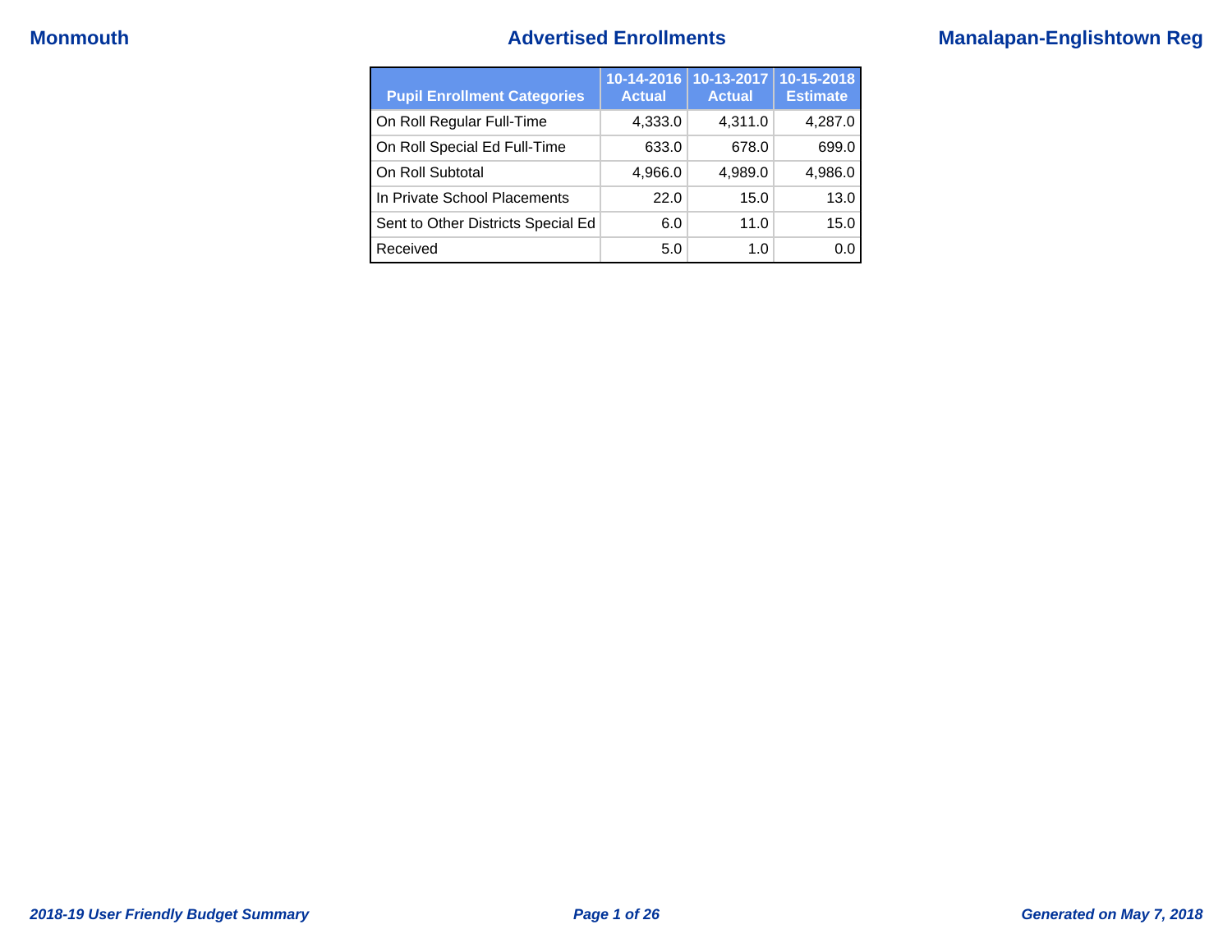# Advertised Enrollments

Monmouth — Manalapan-Englishtown Reg

| Pupil Enrollment Categories | 10-14-2016 Actual | 10-13-2017 Actual | 10-15-2018 Estimate |
|---|---|---|---|
| On Roll Regular Full-Time | 4,333.0 | 4,311.0 | 4,287.0 |
| On Roll Special Ed Full-Time | 633.0 | 678.0 | 699.0 |
| On Roll Subtotal | 4,966.0 | 4,989.0 | 4,986.0 |
| In Private School Placements | 22.0 | 15.0 | 13.0 |
| Sent to Other Districts Special Ed | 6.0 | 11.0 | 15.0 |
| Received | 5.0 | 1.0 | 0.0 |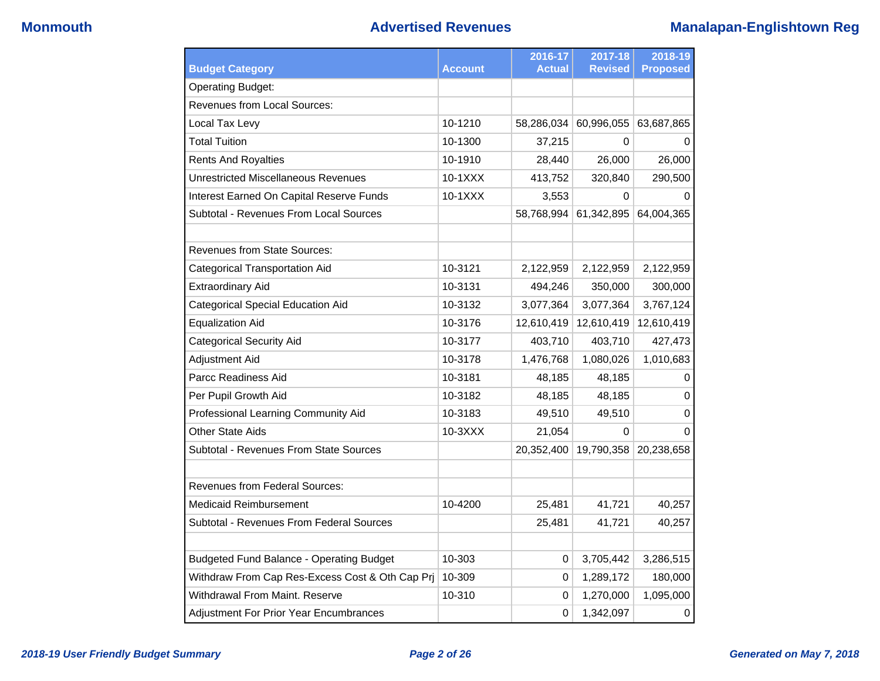## Advertised Revenues

| Budget Category | Account | 2016-17 Actual | 2017-18 Revised | 2018-19 Proposed |
|---|---|---|---|---|
| Operating Budget: | | | | |
| Revenues from Local Sources: | | | | |
| Local Tax Levy | 10-1210 | 58,286,034 | 60,996,055 | 63,687,865 |
| Total Tuition | 10-1300 | 37,215 | 0 | 0 |
| Rents And Royalties | 10-1910 | 28,440 | 26,000 | 26,000 |
| Unrestricted Miscellaneous Revenues | 10-1XXX | 413,752 | 320,840 | 290,500 |
| Interest Earned On Capital Reserve Funds | 10-1XXX | 3,553 | 0 | 0 |
| Subtotal - Revenues From Local Sources | | 58,768,994 | 61,342,895 | 64,004,365 |
| | | | | |
| Revenues from State Sources: | | | | |
| Categorical Transportation Aid | 10-3121 | 2,122,959 | 2,122,959 | 2,122,959 |
| Extraordinary Aid | 10-3131 | 494,246 | 350,000 | 300,000 |
| Categorical Special Education Aid | 10-3132 | 3,077,364 | 3,077,364 | 3,767,124 |
| Equalization Aid | 10-3176 | 12,610,419 | 12,610,419 | 12,610,419 |
| Categorical Security Aid | 10-3177 | 403,710 | 403,710 | 427,473 |
| Adjustment Aid | 10-3178 | 1,476,768 | 1,080,026 | 1,010,683 |
| Parcc Readiness Aid | 10-3181 | 48,185 | 48,185 | 0 |
| Per Pupil Growth Aid | 10-3182 | 48,185 | 48,185 | 0 |
| Professional Learning Community Aid | 10-3183 | 49,510 | 49,510 | 0 |
| Other State Aids | 10-3XXX | 21,054 | 0 | 0 |
| Subtotal - Revenues From State Sources | | 20,352,400 | 19,790,358 | 20,238,658 |
| | | | | |
| Revenues from Federal Sources: | | | | |
| Medicaid Reimbursement | 10-4200 | 25,481 | 41,721 | 40,257 |
| Subtotal - Revenues From Federal Sources | | 25,481 | 41,721 | 40,257 |
| | | | | |
| Budgeted Fund Balance - Operating Budget | 10-303 | 0 | 3,705,442 | 3,286,515 |
| Withdraw From Cap Res-Excess Cost & Oth Cap Prj | 10-309 | 0 | 1,289,172 | 180,000 |
| Withdrawal From Maint. Reserve | 10-310 | 0 | 1,270,000 | 1,095,000 |
| Adjustment For Prior Year Encumbrances | | 0 | 1,342,097 | 0 |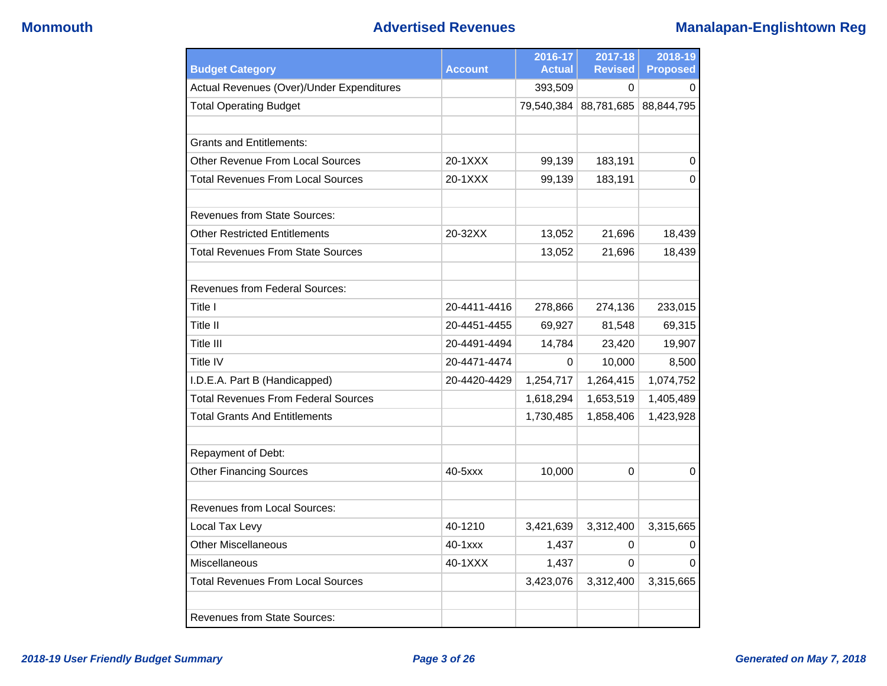| Budget Category | Account | 2016-17 Actual | 2017-18 Revised | 2018-19 Proposed |
|---|---|---|---|---|
| Actual Revenues (Over)/Under Expenditures | | 393,509 | 0 | 0 |
| Total Operating Budget | | 79,540,384 | 88,781,685 | 88,844,795 |
| | | | | |
| Grants and Entitlements: | | | | |
| Other Revenue From Local Sources | 20-1XXX | 99,139 | 183,191 | 0 |
| Total Revenues From Local Sources | 20-1XXX | 99,139 | 183,191 | 0 |
| | | | | |
| Revenues from State Sources: | | | | |
| Other Restricted Entitlements | 20-32XX | 13,052 | 21,696 | 18,439 |
| Total Revenues From State Sources | | 13,052 | 21,696 | 18,439 |
| | | | | |
| Revenues from Federal Sources: | | | | |
| Title I | 20-4411-4416 | 278,866 | 274,136 | 233,015 |
| Title II | 20-4451-4455 | 69,927 | 81,548 | 69,315 |
| Title III | 20-4491-4494 | 14,784 | 23,420 | 19,907 |
| Title IV | 20-4471-4474 | 0 | 10,000 | 8,500 |
| I.D.E.A. Part B (Handicapped) | 20-4420-4429 | 1,254,717 | 1,264,415 | 1,074,752 |
| Total Revenues From Federal Sources | | 1,618,294 | 1,653,519 | 1,405,489 |
| Total Grants And Entitlements | | 1,730,485 | 1,858,406 | 1,423,928 |
| | | | | |
| Repayment of Debt: | | | | |
| Other Financing Sources | 40-5xxx | 10,000 | 0 | 0 |
| | | | | |
| Revenues from Local Sources: | | | | |
| Local Tax Levy | 40-1210 | 3,421,639 | 3,312,400 | 3,315,665 |
| Other Miscellaneous | 40-1xxx | 1,437 | 0 | 0 |
| Miscellaneous | 40-1XXX | 1,437 | 0 | 0 |
| Total Revenues From Local Sources | | 3,423,076 | 3,312,400 | 3,315,665 |
| | | | | |
| Revenues from State Sources: | | | | |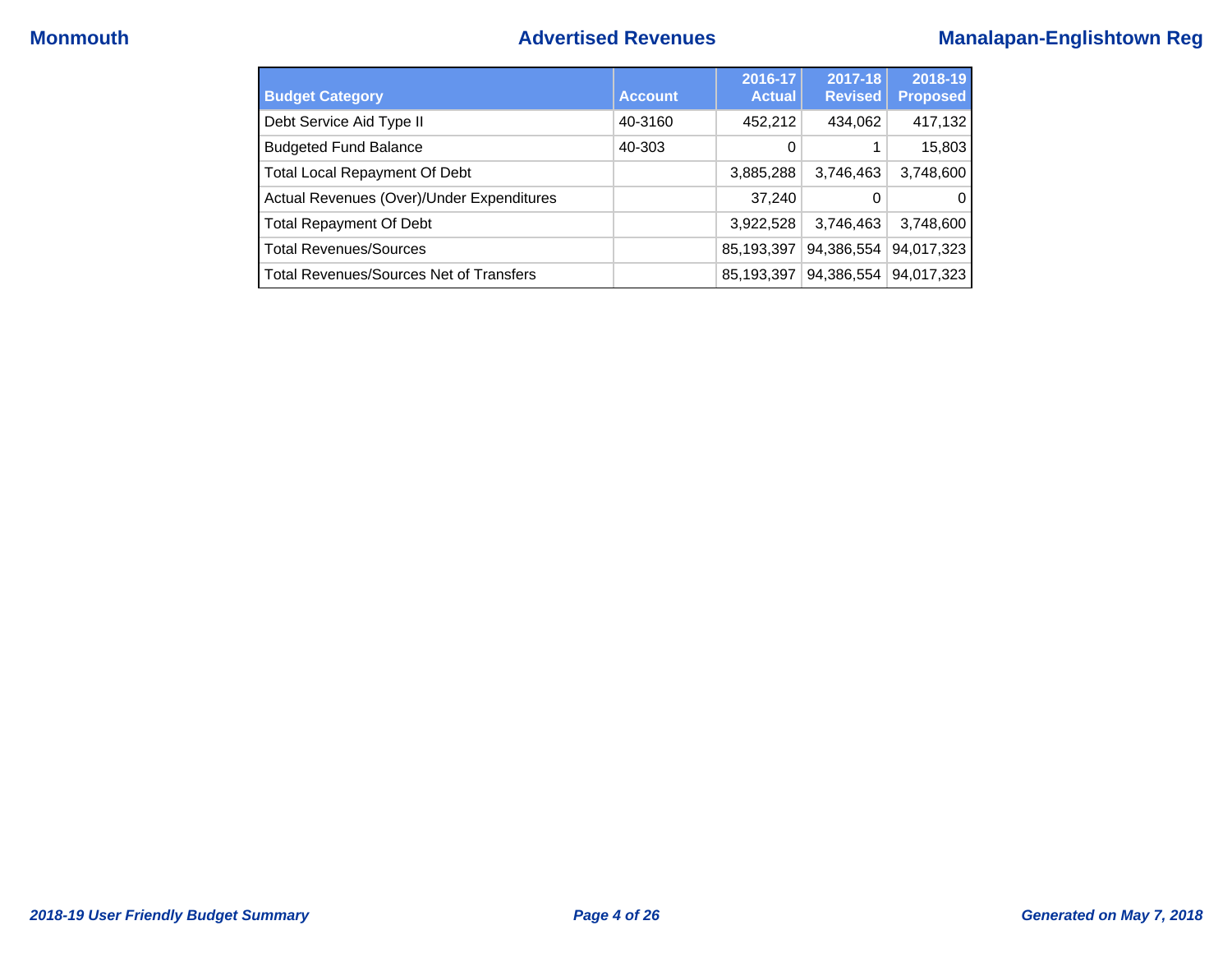| Budget Category | Account | 2016-17 Actual | 2017-18 Revised | 2018-19 Proposed |
|---|---|---|---|---|
| Debt Service Aid Type II | 40-3160 | 452,212 | 434,062 | 417,132 |
| Budgeted Fund Balance | 40-303 | 0 | 1 | 15,803 |
| Total Local Repayment Of Debt | | 3,885,288 | 3,746,463 | 3,748,600 |
| Actual Revenues (Over)/Under Expenditures | | 37,240 | 0 | 0 |
| Total Repayment Of Debt | | 3,922,528 | 3,746,463 | 3,748,600 |
| Total Revenues/Sources | | 85,193,397 | 94,386,554 | 94,017,323 |
| Total Revenues/Sources Net of Transfers | | 85,193,397 | 94,386,554 | 94,017,323 |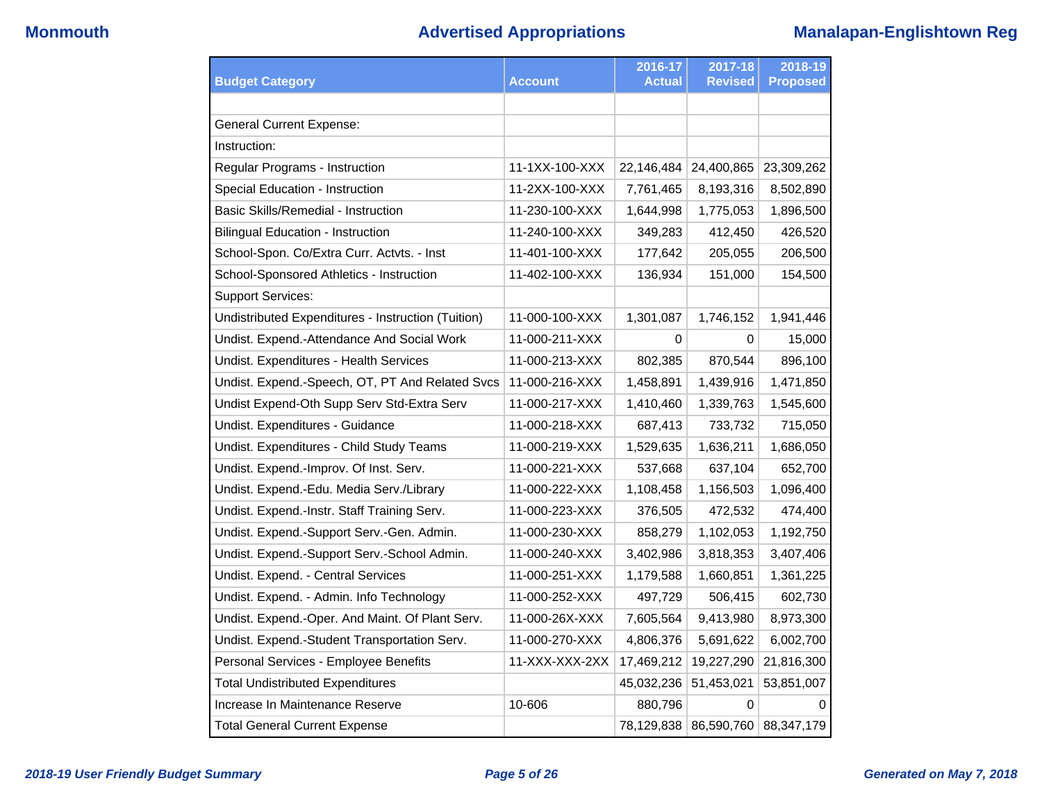## Advertised Appropriations

| Budget Category | Account | 2016-17 Actual | 2017-18 Revised | 2018-19 Proposed |
|---|---|---|---|---|
| | | | | |
| General Current Expense: | | | | |
| Instruction: | | | | |
| Regular Programs - Instruction | 11-1XX-100-XXX | 22,146,484 | 24,400,865 | 23,309,262 |
| Special Education - Instruction | 11-2XX-100-XXX | 7,761,465 | 8,193,316 | 8,502,890 |
| Basic Skills/Remedial - Instruction | 11-230-100-XXX | 1,644,998 | 1,775,053 | 1,896,500 |
| Bilingual Education - Instruction | 11-240-100-XXX | 349,283 | 412,450 | 426,520 |
| School-Spon. Co/Extra Curr. Actvts. - Inst | 11-401-100-XXX | 177,642 | 205,055 | 206,500 |
| School-Sponsored Athletics - Instruction | 11-402-100-XXX | 136,934 | 151,000 | 154,500 |
| Support Services: | | | | |
| Undistributed Expenditures - Instruction (Tuition) | 11-000-100-XXX | 1,301,087 | 1,746,152 | 1,941,446 |
| Undist. Expend.-Attendance And Social Work | 11-000-211-XXX | 0 | 0 | 15,000 |
| Undist. Expenditures - Health Services | 11-000-213-XXX | 802,385 | 870,544 | 896,100 |
| Undist. Expend.-Speech, OT, PT And Related Svcs | 11-000-216-XXX | 1,458,891 | 1,439,916 | 1,471,850 |
| Undist Expend-Oth Supp Serv Std-Extra Serv | 11-000-217-XXX | 1,410,460 | 1,339,763 | 1,545,600 |
| Undist. Expenditures - Guidance | 11-000-218-XXX | 687,413 | 733,732 | 715,050 |
| Undist. Expenditures - Child Study Teams | 11-000-219-XXX | 1,529,635 | 1,636,211 | 1,686,050 |
| Undist. Expend.-Improv. Of Inst. Serv. | 11-000-221-XXX | 537,668 | 637,104 | 652,700 |
| Undist. Expend.-Edu. Media Serv./Library | 11-000-222-XXX | 1,108,458 | 1,156,503 | 1,096,400 |
| Undist. Expend.-Instr. Staff Training Serv. | 11-000-223-XXX | 376,505 | 472,532 | 474,400 |
| Undist. Expend.-Support Serv.-Gen. Admin. | 11-000-230-XXX | 858,279 | 1,102,053 | 1,192,750 |
| Undist. Expend.-Support Serv.-School Admin. | 11-000-240-XXX | 3,402,986 | 3,818,353 | 3,407,406 |
| Undist. Expend. - Central Services | 11-000-251-XXX | 1,179,588 | 1,660,851 | 1,361,225 |
| Undist. Expend. - Admin. Info Technology | 11-000-252-XXX | 497,729 | 506,415 | 602,730 |
| Undist. Expend.-Oper. And Maint. Of Plant Serv. | 11-000-26X-XXX | 7,605,564 | 9,413,980 | 8,973,300 |
| Undist. Expend.-Student Transportation Serv. | 11-000-270-XXX | 4,806,376 | 5,691,622 | 6,002,700 |
| Personal Services - Employee Benefits | 11-XXX-XXX-2XX | 17,469,212 | 19,227,290 | 21,816,300 |
| Total Undistributed Expenditures | | 45,032,236 | 51,453,021 | 53,851,007 |
| Increase In Maintenance Reserve | 10-606 | 880,796 | 0 | 0 |
| Total General Current Expense | | 78,129,838 | 86,590,760 | 88,347,179 |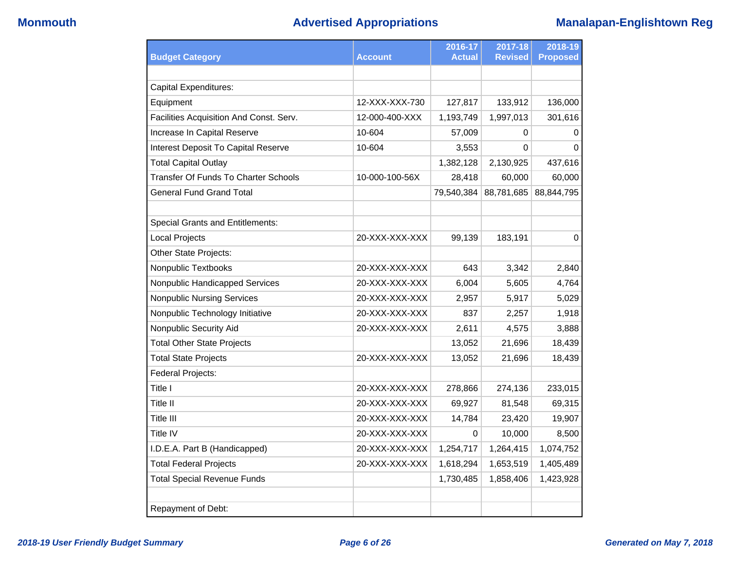# Advertised Appropriations

| Budget Category | Account | 2016-17 Actual | 2017-18 Revised | 2018-19 Proposed |
|---|---|---|---|---|
| | | | | |
| Capital Expenditures: | | | | |
| Equipment | 12-XXX-XXX-730 | 127,817 | 133,912 | 136,000 |
| Facilities Acquisition And Const. Serv. | 12-000-400-XXX | 1,193,749 | 1,997,013 | 301,616 |
| Increase In Capital Reserve | 10-604 | 57,009 | 0 | 0 |
| Interest Deposit To Capital Reserve | 10-604 | 3,553 | 0 | 0 |
| Total Capital Outlay | | 1,382,128 | 2,130,925 | 437,616 |
| Transfer Of Funds To Charter Schools | 10-000-100-56X | 28,418 | 60,000 | 60,000 |
| General Fund Grand Total | | 79,540,384 | 88,781,685 | 88,844,795 |
| | | | | |
| Special Grants and Entitlements: | | | | |
| Local Projects | 20-XXX-XXX-XXX | 99,139 | 183,191 | 0 |
| Other State Projects: | | | | |
| Nonpublic Textbooks | 20-XXX-XXX-XXX | 643 | 3,342 | 2,840 |
| Nonpublic Handicapped Services | 20-XXX-XXX-XXX | 6,004 | 5,605 | 4,764 |
| Nonpublic Nursing Services | 20-XXX-XXX-XXX | 2,957 | 5,917 | 5,029 |
| Nonpublic Technology Initiative | 20-XXX-XXX-XXX | 837 | 2,257 | 1,918 |
| Nonpublic Security Aid | 20-XXX-XXX-XXX | 2,611 | 4,575 | 3,888 |
| Total Other State Projects | | 13,052 | 21,696 | 18,439 |
| Total State Projects | 20-XXX-XXX-XXX | 13,052 | 21,696 | 18,439 |
| Federal Projects: | | | | |
| Title I | 20-XXX-XXX-XXX | 278,866 | 274,136 | 233,015 |
| Title II | 20-XXX-XXX-XXX | 69,927 | 81,548 | 69,315 |
| Title III | 20-XXX-XXX-XXX | 14,784 | 23,420 | 19,907 |
| Title IV | 20-XXX-XXX-XXX | 0 | 10,000 | 8,500 |
| I.D.E.A. Part B (Handicapped) | 20-XXX-XXX-XXX | 1,254,717 | 1,264,415 | 1,074,752 |
| Total Federal Projects | 20-XXX-XXX-XXX | 1,618,294 | 1,653,519 | 1,405,489 |
| Total Special Revenue Funds | | 1,730,485 | 1,858,406 | 1,423,928 |
| | | | | |
| Repayment of Debt: | | | | |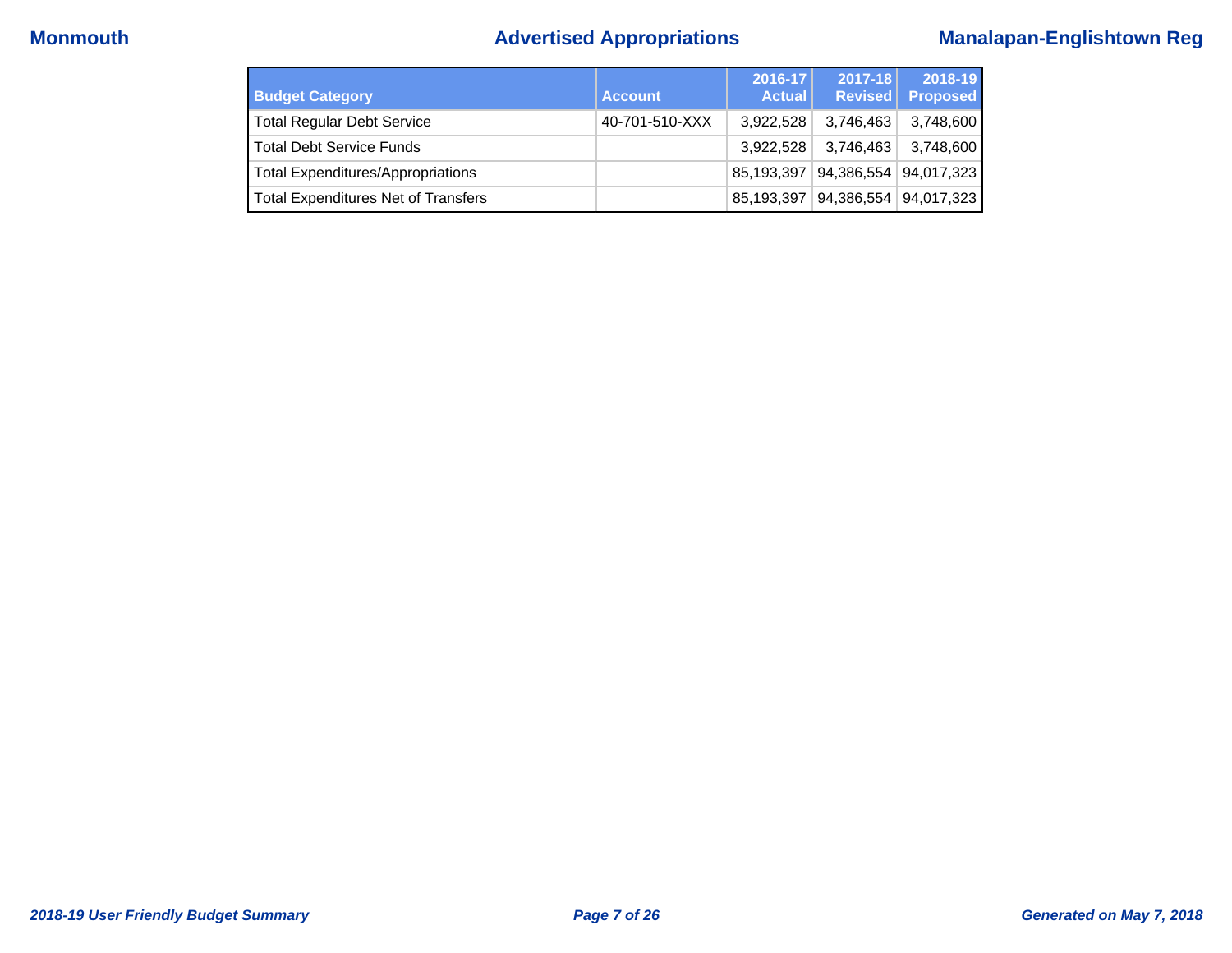| Budget Category | Account | 2016-17 Actual | 2017-18 Revised | 2018-19 Proposed |
|---|---|---|---|---|
| Total Regular Debt Service | 40-701-510-XXX | 3,922,528 | 3,746,463 | 3,748,600 |
| Total Debt Service Funds | | 3,922,528 | 3,746,463 | 3,748,600 |
| Total Expenditures/Appropriations | | 85,193,397 | 94,386,554 | 94,017,323 |
| Total Expenditures Net of Transfers | | 85,193,397 | 94,386,554 | 94,017,323 |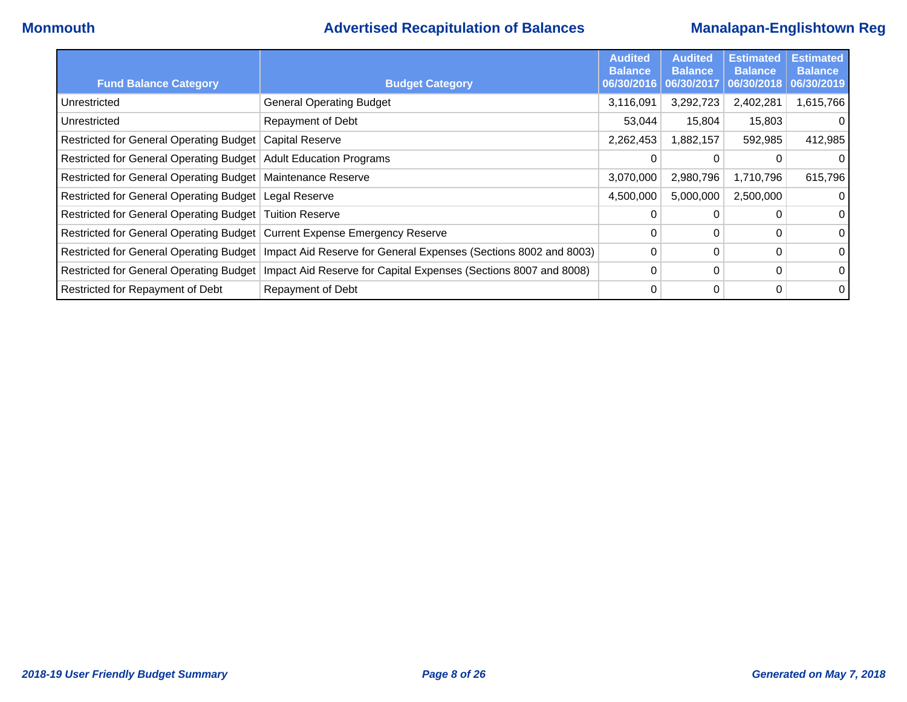# Advertised Recapitulation of Balances

Monmouth — Manalapan-Englishtown Reg

| Fund Balance Category | Budget Category | Audited Balance 06/30/2016 | Audited Balance 06/30/2017 | Estimated Balance 06/30/2018 | Estimated Balance 06/30/2019 |
|---|---|---|---|---|---|
| Unrestricted | General Operating Budget | 3,116,091 | 3,292,723 | 2,402,281 | 1,615,766 |
| Unrestricted | Repayment of Debt | 53,044 | 15,804 | 15,803 | 0 |
| Restricted for General Operating Budget | Capital Reserve | 2,262,453 | 1,882,157 | 592,985 | 412,985 |
| Restricted for General Operating Budget | Adult Education Programs | 0 | 0 | 0 | 0 |
| Restricted for General Operating Budget | Maintenance Reserve | 3,070,000 | 2,980,796 | 1,710,796 | 615,796 |
| Restricted for General Operating Budget | Legal Reserve | 4,500,000 | 5,000,000 | 2,500,000 | 0 |
| Restricted for General Operating Budget | Tuition Reserve | 0 | 0 | 0 | 0 |
| Restricted for General Operating Budget | Current Expense Emergency Reserve | 0 | 0 | 0 | 0 |
| Restricted for General Operating Budget | Impact Aid Reserve for General Expenses (Sections 8002 and 8003) | 0 | 0 | 0 | 0 |
| Restricted for General Operating Budget | Impact Aid Reserve for Capital Expenses (Sections 8007 and 8008) | 0 | 0 | 0 | 0 |
| Restricted for Repayment of Debt | Repayment of Debt | 0 | 0 | 0 | 0 |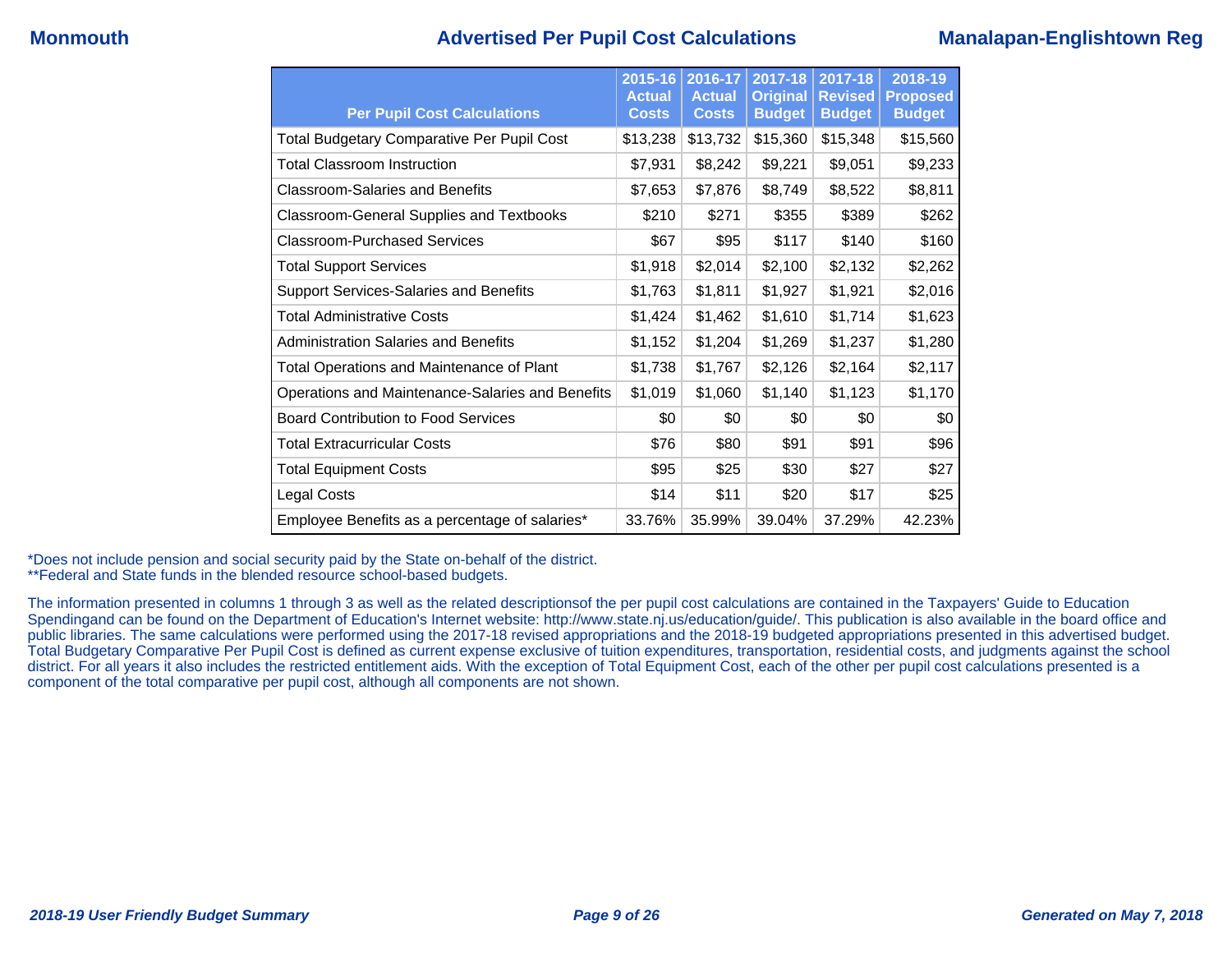# Advertised Per Pupil Cost Calculations

| Per Pupil Cost Calculations | 2015-16 Actual Costs | 2016-17 Actual Costs | 2017-18 Original Budget | 2017-18 Revised Budget | 2018-19 Proposed Budget |
|---|---|---|---|---|---|
| Total Budgetary Comparative Per Pupil Cost | $13,238 | $13,732 | $15,360 | $15,348 | $15,560 |
| Total Classroom Instruction | $7,931 | $8,242 | $9,221 | $9,051 | $9,233 |
| Classroom-Salaries and Benefits | $7,653 | $7,876 | $8,749 | $8,522 | $8,811 |
| Classroom-General Supplies and Textbooks | $210 | $271 | $355 | $389 | $262 |
| Classroom-Purchased Services | $67 | $95 | $117 | $140 | $160 |
| Total Support Services | $1,918 | $2,014 | $2,100 | $2,132 | $2,262 |
| Support Services-Salaries and Benefits | $1,763 | $1,811 | $1,927 | $1,921 | $2,016 |
| Total Administrative Costs | $1,424 | $1,462 | $1,610 | $1,714 | $1,623 |
| Administration Salaries and Benefits | $1,152 | $1,204 | $1,269 | $1,237 | $1,280 |
| Total Operations and Maintenance of Plant | $1,738 | $1,767 | $2,126 | $2,164 | $2,117 |
| Operations and Maintenance-Salaries and Benefits | $1,019 | $1,060 | $1,140 | $1,123 | $1,170 |
| Board Contribution to Food Services | $0 | $0 | $0 | $0 | $0 |
| Total Extracurricular Costs | $76 | $80 | $91 | $91 | $96 |
| Total Equipment Costs | $95 | $25 | $30 | $27 | $27 |
| Legal Costs | $14 | $11 | $20 | $17 | $25 |
| Employee Benefits as a percentage of salaries* | 33.76% | 35.99% | 39.04% | 37.29% | 42.23% |

*Does not include pension and social security paid by the State on-behalf of the district.
**Federal and State funds in the blended resource school-based budgets.

The information presented in columns 1 through 3 as well as the related descriptionsof the per pupil cost calculations are contained in the Taxpayers' Guide to Education Spendingand can be found on the Department of Education's Internet website: http://www.state.nj.us/education/guide/. This publication is also available in the board office and public libraries. The same calculations were performed using the 2017-18 revised appropriations and the 2018-19 budgeted appropriations presented in this advertised budget. Total Budgetary Comparative Per Pupil Cost is defined as current expense exclusive of tuition expenditures, transportation, residential costs, and judgments against the school district. For all years it also includes the restricted entitlement aids. With the exception of Total Equipment Cost, each of the other per pupil cost calculations presented is a component of the total comparative per pupil cost, although all components are not shown.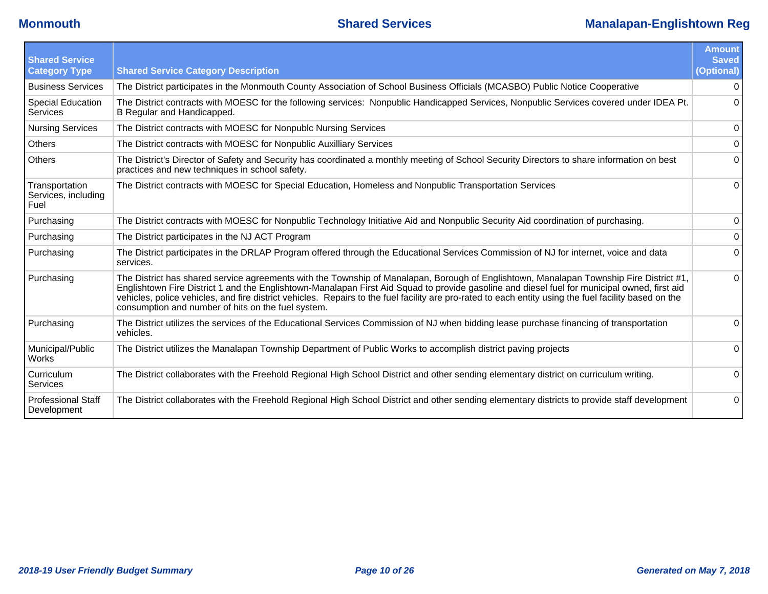| Shared Service Category Type | Shared Service Category Description | Amount Saved (Optional) |
|---|---|---|
| Business Services | The District participates in the Monmouth County Association of School Business Officials (MCASBO) Public Notice Cooperative | 0 |
| Special Education Services | The District contracts with MOESC for the following services:  Nonpublic Handicapped Services, Nonpublic Services covered under IDEA Pt. B Regular and Handicapped. | 0 |
| Nursing Services | The District contracts with MOESC for Nonpublc Nursing Services | 0 |
| Others | The District contracts with MOESC for Nonpublic Auxilliary Services | 0 |
| Others | The District's Director of Safety and Security has coordinated a monthly meeting of School Security Directors to share information on best practices and new techniques in school safety. | 0 |
| Transportation Services, including Fuel | The District contracts with MOESC for Special Education, Homeless and Nonpublic Transportation Services | 0 |
| Purchasing | The District contracts with MOESC for Nonpublic Technology Initiative Aid and Nonpublic Security Aid coordination of purchasing. | 0 |
| Purchasing | The District participates in the NJ ACT Program | 0 |
| Purchasing | The District participates in the DRLAP Program offered through the Educational Services Commission of NJ for internet, voice and data services. | 0 |
| Purchasing | The District has shared service agreements with the Township of Manalapan, Borough of Englishtown, Manalapan Township Fire District #1, Englishtown Fire District 1 and the Englishtown-Manalapan First Aid Squad to provide gasoline and diesel fuel for municipal owned, first aid vehicles, police vehicles, and fire district vehicles.  Repairs to the fuel facility are pro-rated to each entity using the fuel facility based on the consumption and number of hits on the fuel system. | 0 |
| Purchasing | The District utilizes the services of the Educational Services Commission of NJ when bidding lease purchase financing of transportation vehicles. | 0 |
| Municipal/Public Works | The District utilizes the Manalapan Township Department of Public Works to accomplish district paving projects | 0 |
| Curriculum Services | The District collaborates with the Freehold Regional High School District and other sending elementary district on curriculum writing. | 0 |
| Professional Staff Development | The District collaborates with the Freehold Regional High School District and other sending elementary districts to provide staff development | 0 |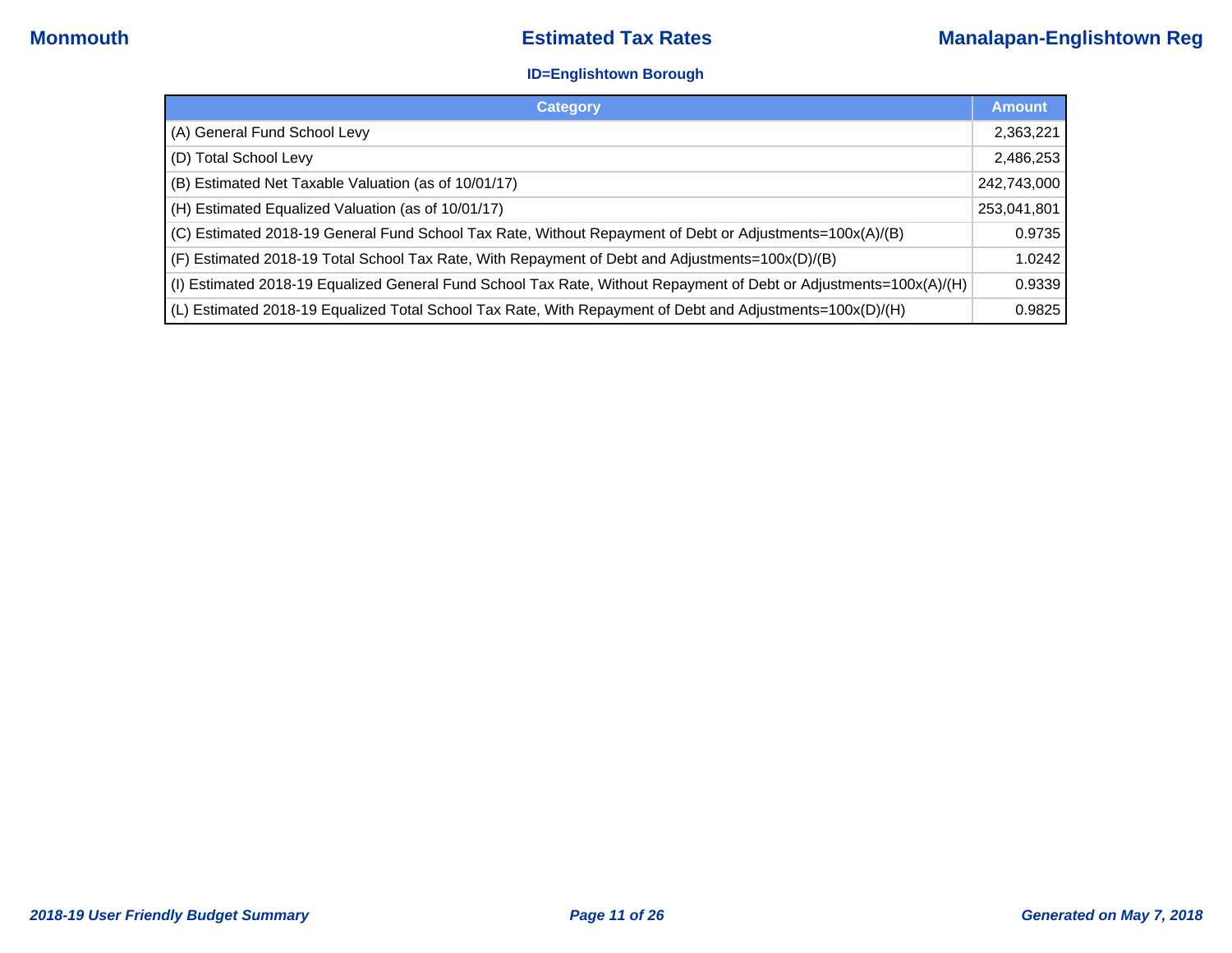# Estimated Tax Rates

**ID=Englishtown Borough**

| Category | Amount |
| --- | --- |
| (A) General Fund School Levy | 2,363,221 |
| (D) Total School Levy | 2,486,253 |
| (B) Estimated Net Taxable Valuation (as of 10/01/17) | 242,743,000 |
| (H) Estimated Equalized Valuation (as of 10/01/17) | 253,041,801 |
| (C) Estimated 2018-19 General Fund School Tax Rate, Without Repayment of Debt or Adjustments=100x(A)/(B) | 0.9735 |
| (F) Estimated 2018-19 Total School Tax Rate, With Repayment of Debt and Adjustments=100x(D)/(B) | 1.0242 |
| (I) Estimated 2018-19 Equalized General Fund School Tax Rate, Without Repayment of Debt or Adjustments=100x(A)/(H) | 0.9339 |
| (L) Estimated 2018-19 Equalized Total School Tax Rate, With Repayment of Debt and Adjustments=100x(D)/(H) | 0.9825 |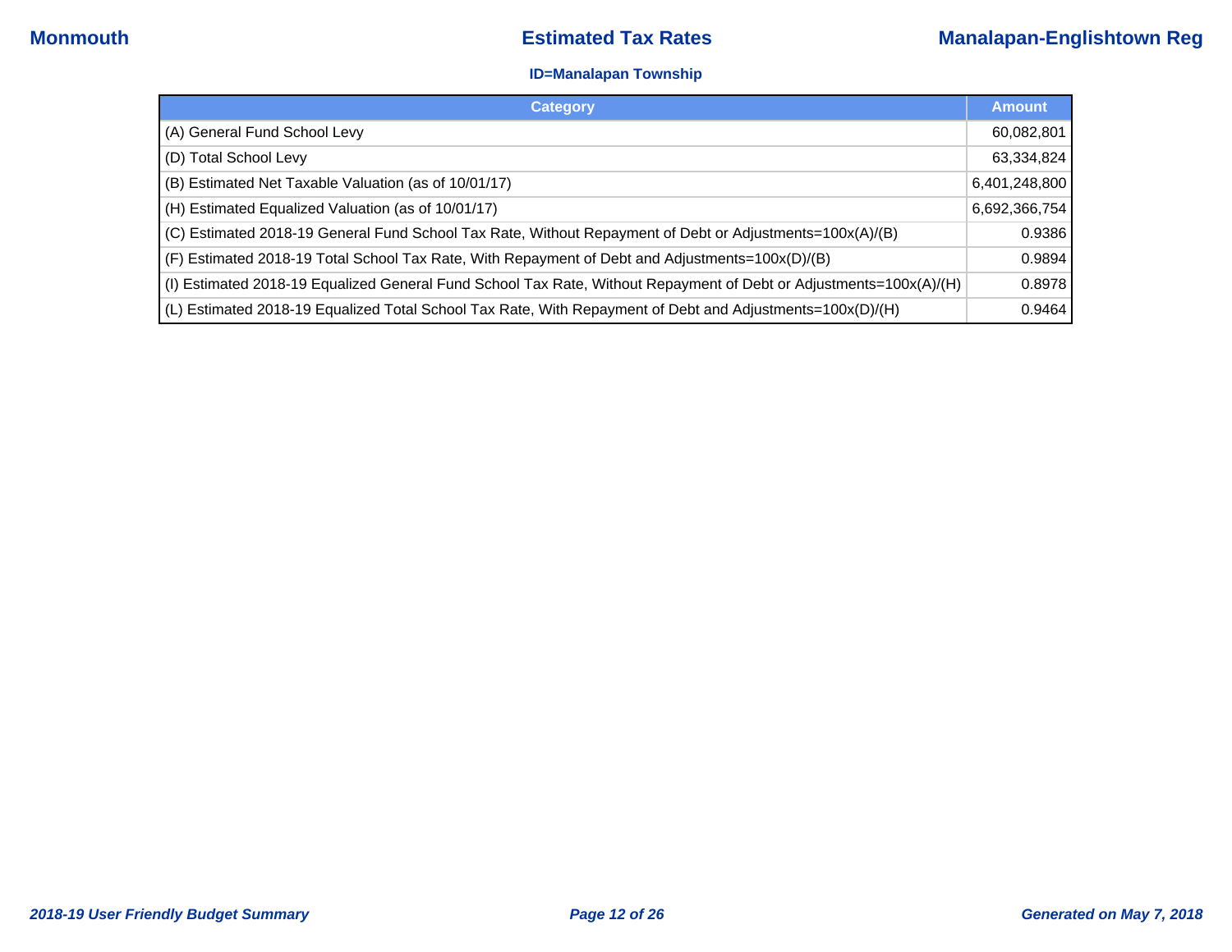# Estimated Tax Rates

**Monmouth** — **Manalapan-Englishtown Reg**

### ID=Manalapan Township

| Category | Amount |
|---|---|
| (A) General Fund School Levy | 60,082,801 |
| (D) Total School Levy | 63,334,824 |
| (B) Estimated Net Taxable Valuation (as of 10/01/17) | 6,401,248,800 |
| (H) Estimated Equalized Valuation (as of 10/01/17) | 6,692,366,754 |
| (C) Estimated 2018-19 General Fund School Tax Rate, Without Repayment of Debt or Adjustments=100x(A)/(B) | 0.9386 |
| (F) Estimated 2018-19 Total School Tax Rate, With Repayment of Debt and Adjustments=100x(D)/(B) | 0.9894 |
| (I) Estimated 2018-19 Equalized General Fund School Tax Rate, Without Repayment of Debt or Adjustments=100x(A)/(H) | 0.8978 |
| (L) Estimated 2018-19 Equalized Total School Tax Rate, With Repayment of Debt and Adjustments=100x(D)/(H) | 0.9464 |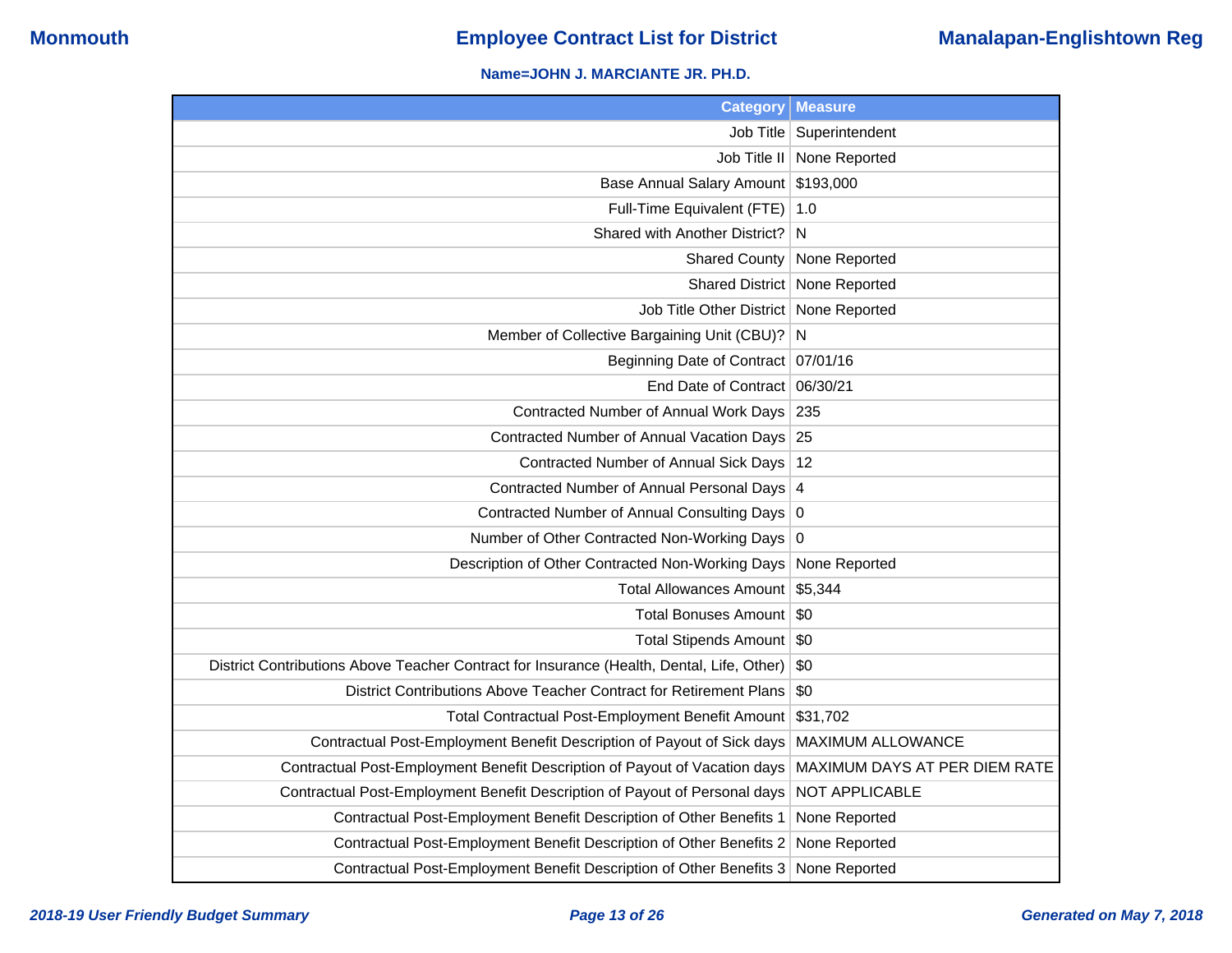**Monmouth** | **Employee Contract List for District** | **Manalapan-Englishtown Reg**

**Name=JOHN J. MARCIANTE JR. PH.D.**

| Category | Measure |
|---|---|
| Job Title | Superintendent |
| Job Title II | None Reported |
| Base Annual Salary Amount | $193,000 |
| Full-Time Equivalent (FTE) | 1.0 |
| Shared with Another District? | N |
| Shared County | None Reported |
| Shared District | None Reported |
| Job Title Other District | None Reported |
| Member of Collective Bargaining Unit (CBU)? | N |
| Beginning Date of Contract | 07/01/16 |
| End Date of Contract | 06/30/21 |
| Contracted Number of Annual Work Days | 235 |
| Contracted Number of Annual Vacation Days | 25 |
| Contracted Number of Annual Sick Days | 12 |
| Contracted Number of Annual Personal Days | 4 |
| Contracted Number of Annual Consulting Days | 0 |
| Number of Other Contracted Non-Working Days | 0 |
| Description of Other Contracted Non-Working Days | None Reported |
| Total Allowances Amount | $5,344 |
| Total Bonuses Amount | $0 |
| Total Stipends Amount | $0 |
| District Contributions Above Teacher Contract for Insurance (Health, Dental, Life, Other) | $0 |
| District Contributions Above Teacher Contract for Retirement Plans | $0 |
| Total Contractual Post-Employment Benefit Amount | $31,702 |
| Contractual Post-Employment Benefit Description of Payout of Sick days | MAXIMUM ALLOWANCE |
| Contractual Post-Employment Benefit Description of Payout of Vacation days | MAXIMUM DAYS AT PER DIEM RATE |
| Contractual Post-Employment Benefit Description of Payout of Personal days | NOT APPLICABLE |
| Contractual Post-Employment Benefit Description of Other Benefits 1 | None Reported |
| Contractual Post-Employment Benefit Description of Other Benefits 2 | None Reported |
| Contractual Post-Employment Benefit Description of Other Benefits 3 | None Reported |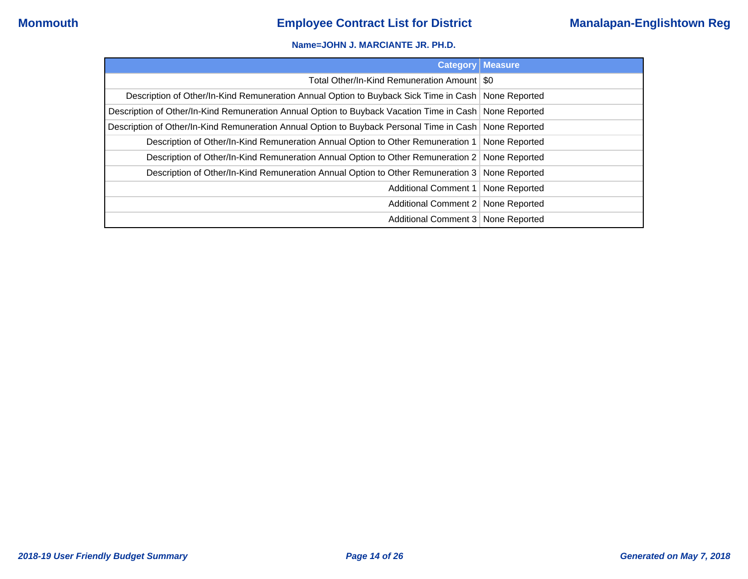**Name=JOHN J. MARCIANTE JR. PH.D.**

| Category | Measure |
|---|---|
| Total Other/In-Kind Remuneration Amount | $0 |
| Description of Other/In-Kind Remuneration Annual Option to Buyback Sick Time in Cash | None Reported |
| Description of Other/In-Kind Remuneration Annual Option to Buyback Vacation Time in Cash | None Reported |
| Description of Other/In-Kind Remuneration Annual Option to Buyback Personal Time in Cash | None Reported |
| Description of Other/In-Kind Remuneration Annual Option to Other Remuneration 1 | None Reported |
| Description of Other/In-Kind Remuneration Annual Option to Other Remuneration 2 | None Reported |
| Description of Other/In-Kind Remuneration Annual Option to Other Remuneration 3 | None Reported |
| Additional Comment 1 | None Reported |
| Additional Comment 2 | None Reported |
| Additional Comment 3 | None Reported |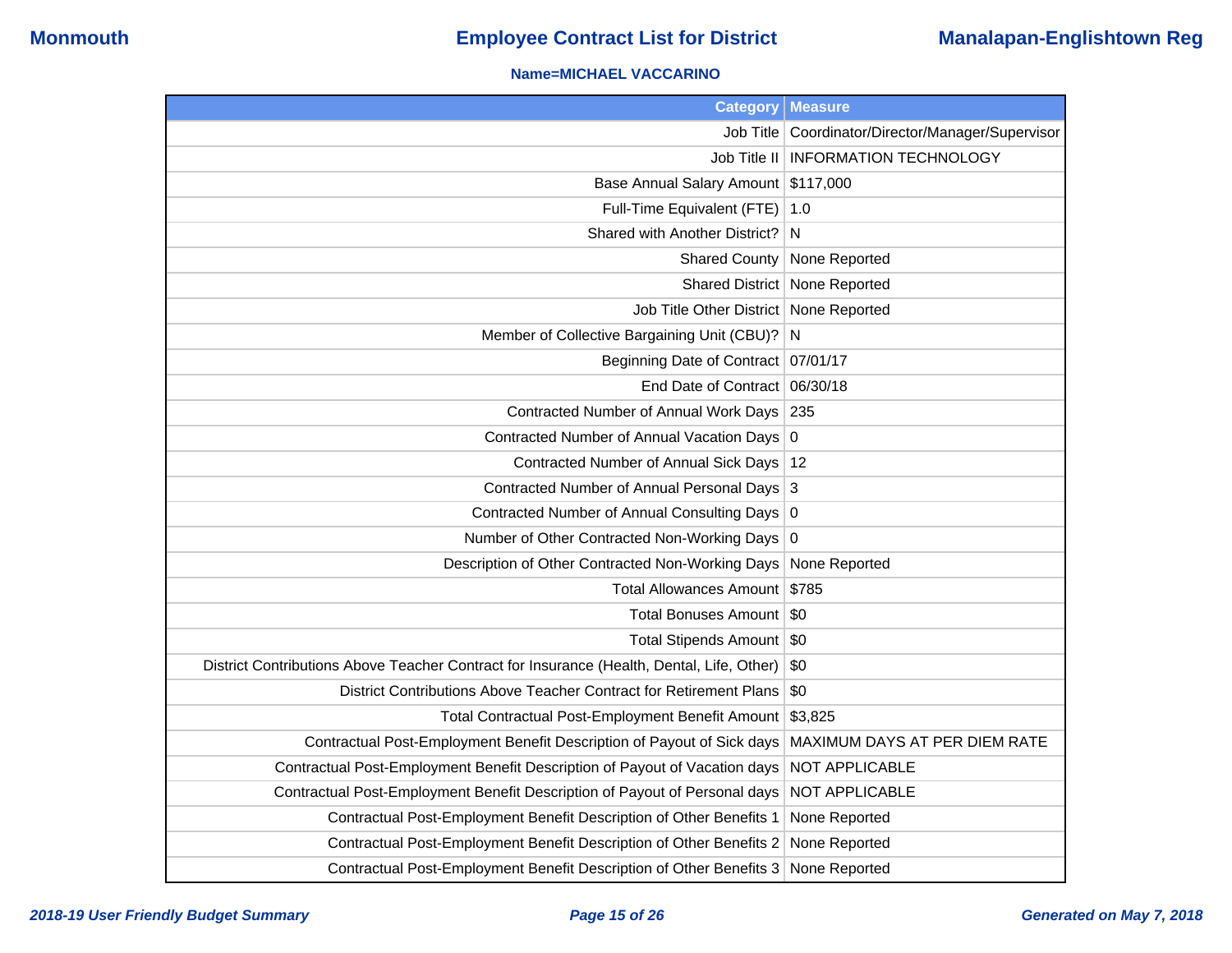**Name=MICHAEL VACCARINO**

| Category | Measure |
| --- | --- |
| Job Title | Coordinator/Director/Manager/Supervisor |
| Job Title II | INFORMATION TECHNOLOGY |
| Base Annual Salary Amount | $117,000 |
| Full-Time Equivalent (FTE) | 1.0 |
| Shared with Another District? | N |
| Shared County | None Reported |
| Shared District | None Reported |
| Job Title Other District | None Reported |
| Member of Collective Bargaining Unit (CBU)? | N |
| Beginning Date of Contract | 07/01/17 |
| End Date of Contract | 06/30/18 |
| Contracted Number of Annual Work Days | 235 |
| Contracted Number of Annual Vacation Days | 0 |
| Contracted Number of Annual Sick Days | 12 |
| Contracted Number of Annual Personal Days | 3 |
| Contracted Number of Annual Consulting Days | 0 |
| Number of Other Contracted Non-Working Days | 0 |
| Description of Other Contracted Non-Working Days | None Reported |
| Total Allowances Amount | $785 |
| Total Bonuses Amount | $0 |
| Total Stipends Amount | $0 |
| District Contributions Above Teacher Contract for Insurance (Health, Dental, Life, Other) | $0 |
| District Contributions Above Teacher Contract for Retirement Plans | $0 |
| Total Contractual Post-Employment Benefit Amount | $3,825 |
| Contractual Post-Employment Benefit Description of Payout of Sick days | MAXIMUM DAYS AT PER DIEM RATE |
| Contractual Post-Employment Benefit Description of Payout of Vacation days | NOT APPLICABLE |
| Contractual Post-Employment Benefit Description of Payout of Personal days | NOT APPLICABLE |
| Contractual Post-Employment Benefit Description of Other Benefits 1 | None Reported |
| Contractual Post-Employment Benefit Description of Other Benefits 2 | None Reported |
| Contractual Post-Employment Benefit Description of Other Benefits 3 | None Reported |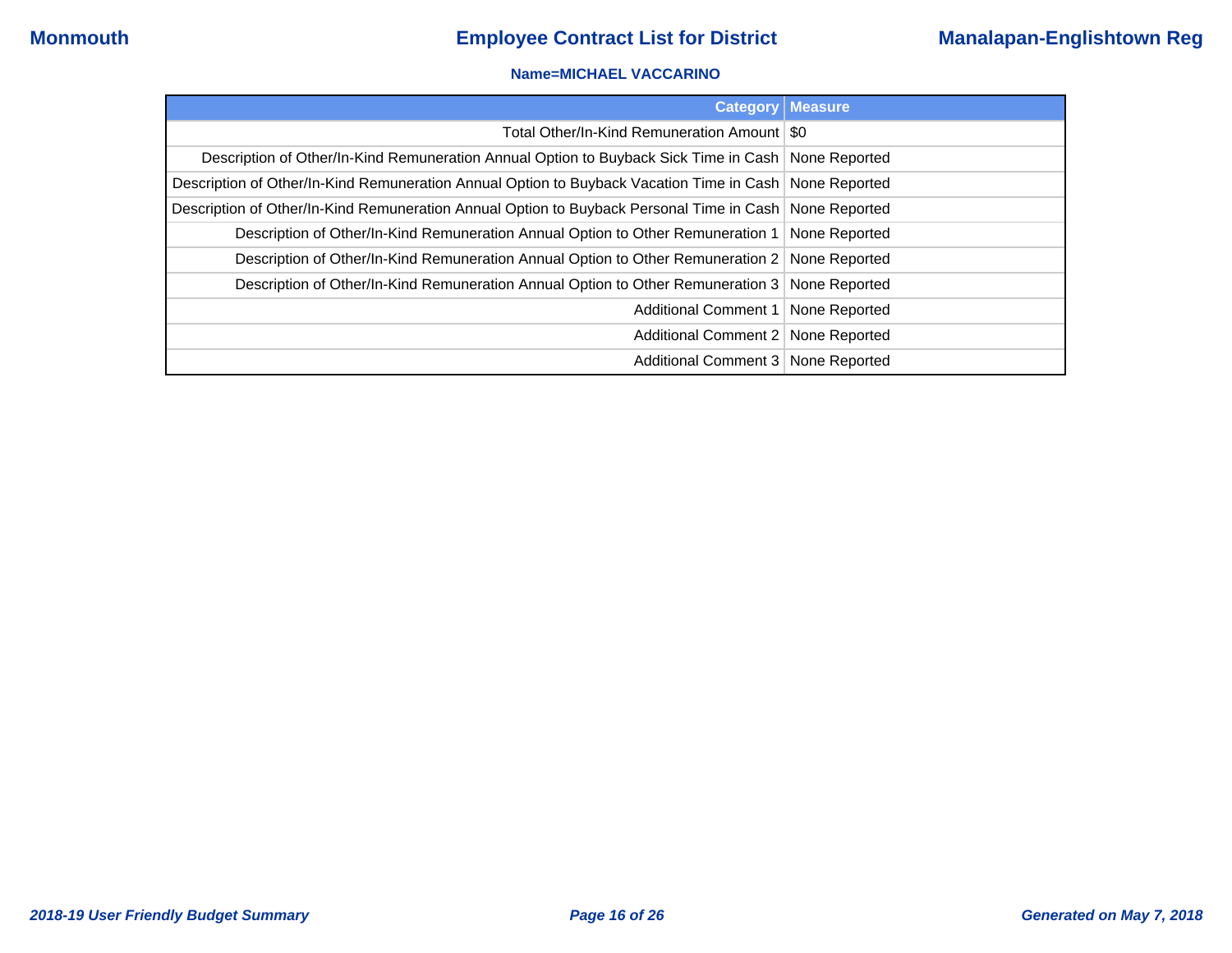**Name=MICHAEL VACCARINO**

| Category | Measure |
|---|---|
| Total Other/In-Kind Remuneration Amount | $0 |
| Description of Other/In-Kind Remuneration Annual Option to Buyback Sick Time in Cash | None Reported |
| Description of Other/In-Kind Remuneration Annual Option to Buyback Vacation Time in Cash | None Reported |
| Description of Other/In-Kind Remuneration Annual Option to Buyback Personal Time in Cash | None Reported |
| Description of Other/In-Kind Remuneration Annual Option to Other Remuneration 1 | None Reported |
| Description of Other/In-Kind Remuneration Annual Option to Other Remuneration 2 | None Reported |
| Description of Other/In-Kind Remuneration Annual Option to Other Remuneration 3 | None Reported |
| Additional Comment 1 | None Reported |
| Additional Comment 2 | None Reported |
| Additional Comment 3 | None Reported |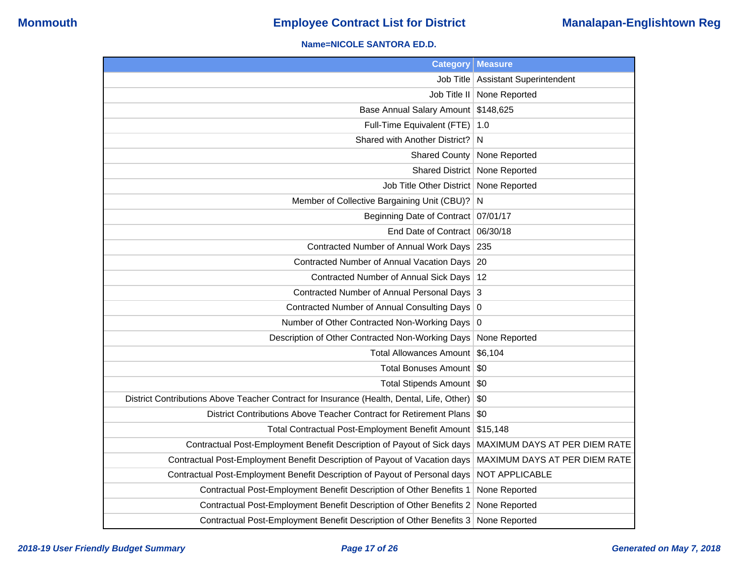**Name=NICOLE SANTORA ED.D.**

| Category | Measure |
|---|---|
| Job Title | Assistant Superintendent |
| Job Title II | None Reported |
| Base Annual Salary Amount | $148,625 |
| Full-Time Equivalent (FTE) | 1.0 |
| Shared with Another District? | N |
| Shared County | None Reported |
| Shared District | None Reported |
| Job Title Other District | None Reported |
| Member of Collective Bargaining Unit (CBU)? | N |
| Beginning Date of Contract | 07/01/17 |
| End Date of Contract | 06/30/18 |
| Contracted Number of Annual Work Days | 235 |
| Contracted Number of Annual Vacation Days | 20 |
| Contracted Number of Annual Sick Days | 12 |
| Contracted Number of Annual Personal Days | 3 |
| Contracted Number of Annual Consulting Days | 0 |
| Number of Other Contracted Non-Working Days | 0 |
| Description of Other Contracted Non-Working Days | None Reported |
| Total Allowances Amount | $6,104 |
| Total Bonuses Amount | $0 |
| Total Stipends Amount | $0 |
| District Contributions Above Teacher Contract for Insurance (Health, Dental, Life, Other) | $0 |
| District Contributions Above Teacher Contract for Retirement Plans | $0 |
| Total Contractual Post-Employment Benefit Amount | $15,148 |
| Contractual Post-Employment Benefit Description of Payout of Sick days | MAXIMUM DAYS AT PER DIEM RATE |
| Contractual Post-Employment Benefit Description of Payout of Vacation days | MAXIMUM DAYS AT PER DIEM RATE |
| Contractual Post-Employment Benefit Description of Payout of Personal days | NOT APPLICABLE |
| Contractual Post-Employment Benefit Description of Other Benefits 1 | None Reported |
| Contractual Post-Employment Benefit Description of Other Benefits 2 | None Reported |
| Contractual Post-Employment Benefit Description of Other Benefits 3 | None Reported |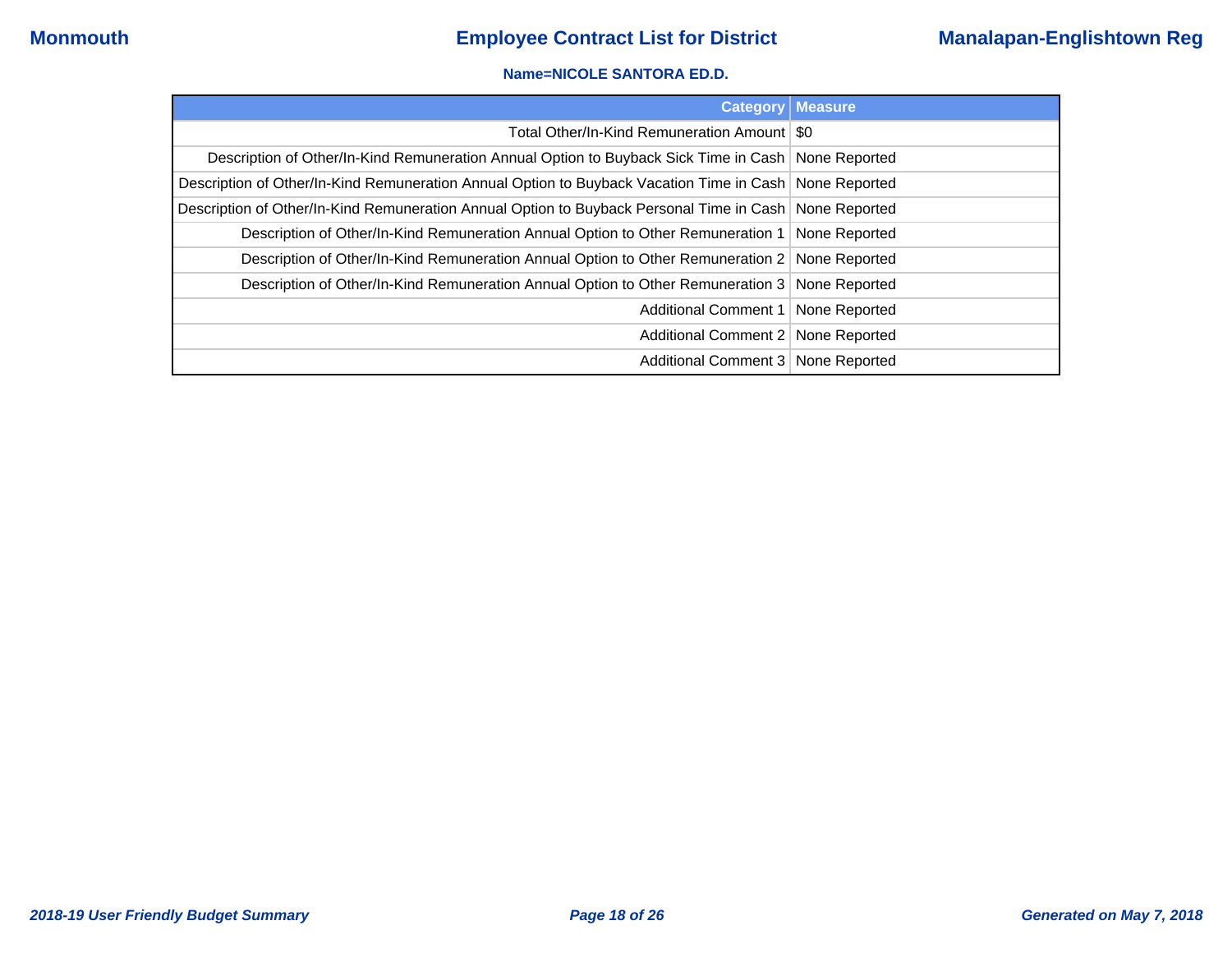**Name=NICOLE SANTORA ED.D.**

| Category | Measure |
| --- | --- |
| Total Other/In-Kind Remuneration Amount | $0 |
| Description of Other/In-Kind Remuneration Annual Option to Buyback Sick Time in Cash | None Reported |
| Description of Other/In-Kind Remuneration Annual Option to Buyback Vacation Time in Cash | None Reported |
| Description of Other/In-Kind Remuneration Annual Option to Buyback Personal Time in Cash | None Reported |
| Description of Other/In-Kind Remuneration Annual Option to Other Remuneration 1 | None Reported |
| Description of Other/In-Kind Remuneration Annual Option to Other Remuneration 2 | None Reported |
| Description of Other/In-Kind Remuneration Annual Option to Other Remuneration 3 | None Reported |
| Additional Comment 1 | None Reported |
| Additional Comment 2 | None Reported |
| Additional Comment 3 | None Reported |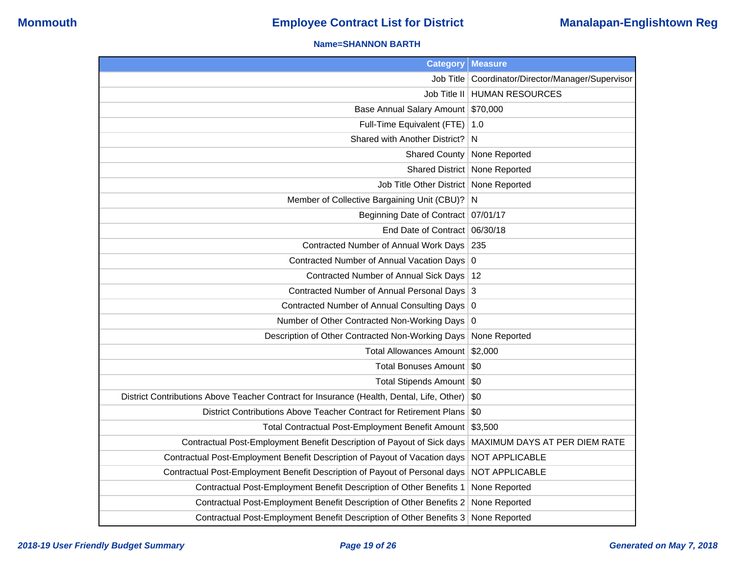**Name=SHANNON BARTH**

| Category | Measure |
|---|---|
| Job Title | Coordinator/Director/Manager/Supervisor |
| Job Title II | HUMAN RESOURCES |
| Base Annual Salary Amount | $70,000 |
| Full-Time Equivalent (FTE) | 1.0 |
| Shared with Another District? | N |
| Shared County | None Reported |
| Shared District | None Reported |
| Job Title Other District | None Reported |
| Member of Collective Bargaining Unit (CBU)? | N |
| Beginning Date of Contract | 07/01/17 |
| End Date of Contract | 06/30/18 |
| Contracted Number of Annual Work Days | 235 |
| Contracted Number of Annual Vacation Days | 0 |
| Contracted Number of Annual Sick Days | 12 |
| Contracted Number of Annual Personal Days | 3 |
| Contracted Number of Annual Consulting Days | 0 |
| Number of Other Contracted Non-Working Days | 0 |
| Description of Other Contracted Non-Working Days | None Reported |
| Total Allowances Amount | $2,000 |
| Total Bonuses Amount | $0 |
| Total Stipends Amount | $0 |
| District Contributions Above Teacher Contract for Insurance (Health, Dental, Life, Other) | $0 |
| District Contributions Above Teacher Contract for Retirement Plans | $0 |
| Total Contractual Post-Employment Benefit Amount | $3,500 |
| Contractual Post-Employment Benefit Description of Payout of Sick days | MAXIMUM DAYS AT PER DIEM RATE |
| Contractual Post-Employment Benefit Description of Payout of Vacation days | NOT APPLICABLE |
| Contractual Post-Employment Benefit Description of Payout of Personal days | NOT APPLICABLE |
| Contractual Post-Employment Benefit Description of Other Benefits 1 | None Reported |
| Contractual Post-Employment Benefit Description of Other Benefits 2 | None Reported |
| Contractual Post-Employment Benefit Description of Other Benefits 3 | None Reported |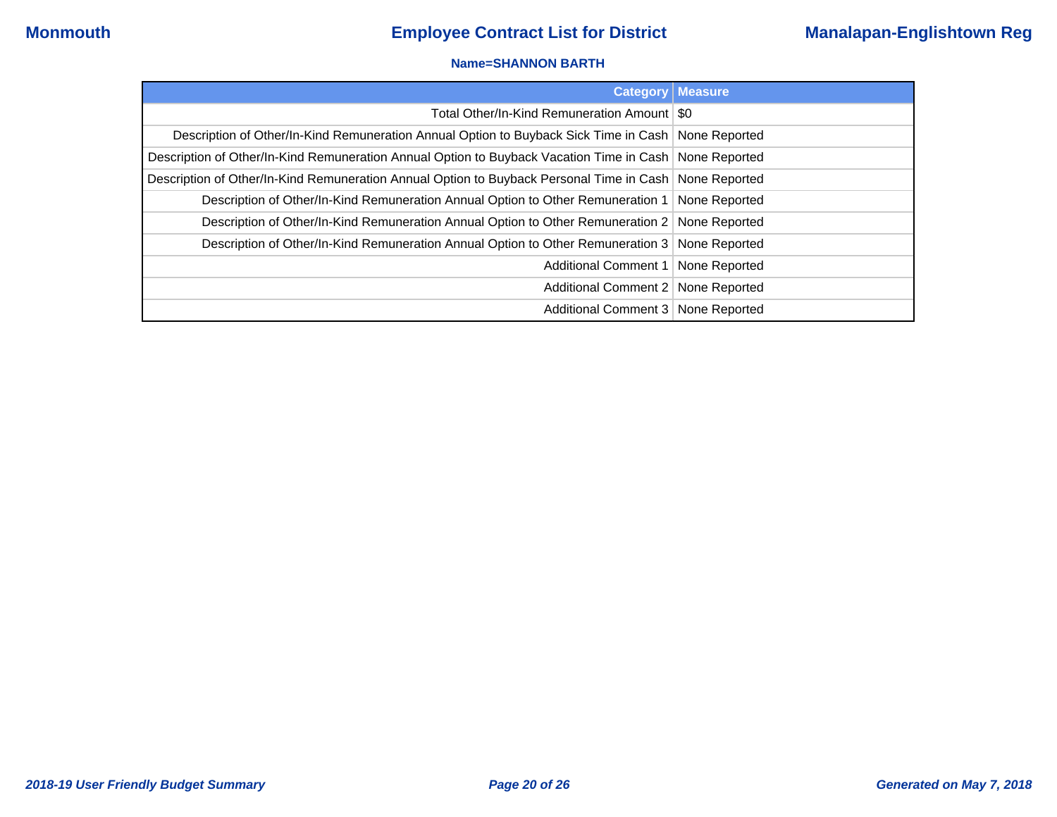**Name=SHANNON BARTH**

| Category | Measure |
| ---: | --- |
| Total Other/In-Kind Remuneration Amount | $0 |
| Description of Other/In-Kind Remuneration Annual Option to Buyback Sick Time in Cash | None Reported |
| Description of Other/In-Kind Remuneration Annual Option to Buyback Vacation Time in Cash | None Reported |
| Description of Other/In-Kind Remuneration Annual Option to Buyback Personal Time in Cash | None Reported |
| Description of Other/In-Kind Remuneration Annual Option to Other Remuneration 1 | None Reported |
| Description of Other/In-Kind Remuneration Annual Option to Other Remuneration 2 | None Reported |
| Description of Other/In-Kind Remuneration Annual Option to Other Remuneration 3 | None Reported |
| Additional Comment 1 | None Reported |
| Additional Comment 2 | None Reported |
| Additional Comment 3 | None Reported |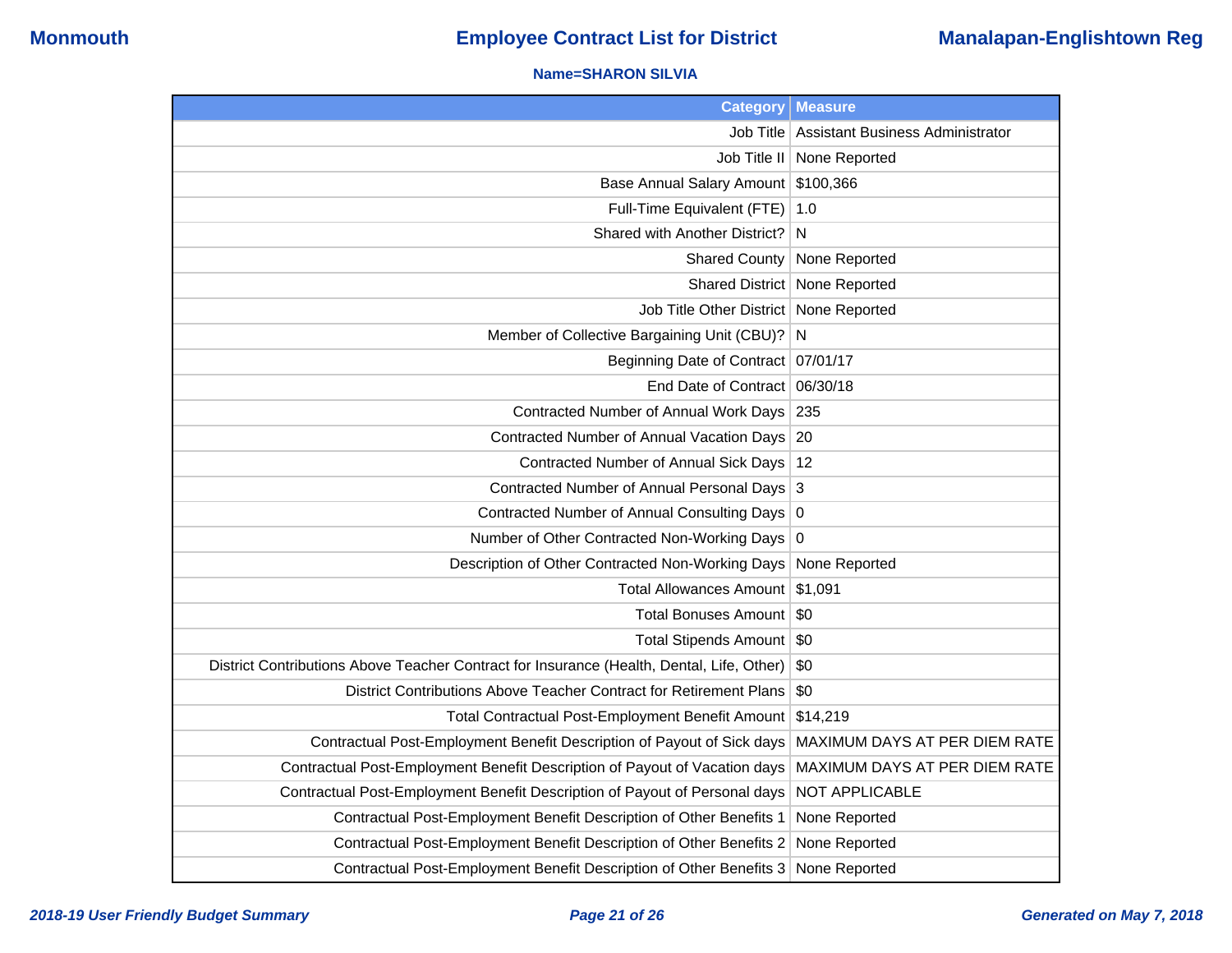Monmouth | Employee Contract List for District | Manalapan-Englishtown Reg

**Name=SHARON SILVIA**

| Category | Measure |
|---|---|
| Job Title | Assistant Business Administrator |
| Job Title II | None Reported |
| Base Annual Salary Amount | $100,366 |
| Full-Time Equivalent (FTE) | 1.0 |
| Shared with Another District? | N |
| Shared County | None Reported |
| Shared District | None Reported |
| Job Title Other District | None Reported |
| Member of Collective Bargaining Unit (CBU)? | N |
| Beginning Date of Contract | 07/01/17 |
| End Date of Contract | 06/30/18 |
| Contracted Number of Annual Work Days | 235 |
| Contracted Number of Annual Vacation Days | 20 |
| Contracted Number of Annual Sick Days | 12 |
| Contracted Number of Annual Personal Days | 3 |
| Contracted Number of Annual Consulting Days | 0 |
| Number of Other Contracted Non-Working Days | 0 |
| Description of Other Contracted Non-Working Days | None Reported |
| Total Allowances Amount | $1,091 |
| Total Bonuses Amount | $0 |
| Total Stipends Amount | $0 |
| District Contributions Above Teacher Contract for Insurance (Health, Dental, Life, Other) | $0 |
| District Contributions Above Teacher Contract for Retirement Plans | $0 |
| Total Contractual Post-Employment Benefit Amount | $14,219 |
| Contractual Post-Employment Benefit Description of Payout of Sick days | MAXIMUM DAYS AT PER DIEM RATE |
| Contractual Post-Employment Benefit Description of Payout of Vacation days | MAXIMUM DAYS AT PER DIEM RATE |
| Contractual Post-Employment Benefit Description of Payout of Personal days | NOT APPLICABLE |
| Contractual Post-Employment Benefit Description of Other Benefits 1 | None Reported |
| Contractual Post-Employment Benefit Description of Other Benefits 2 | None Reported |
| Contractual Post-Employment Benefit Description of Other Benefits 3 | None Reported |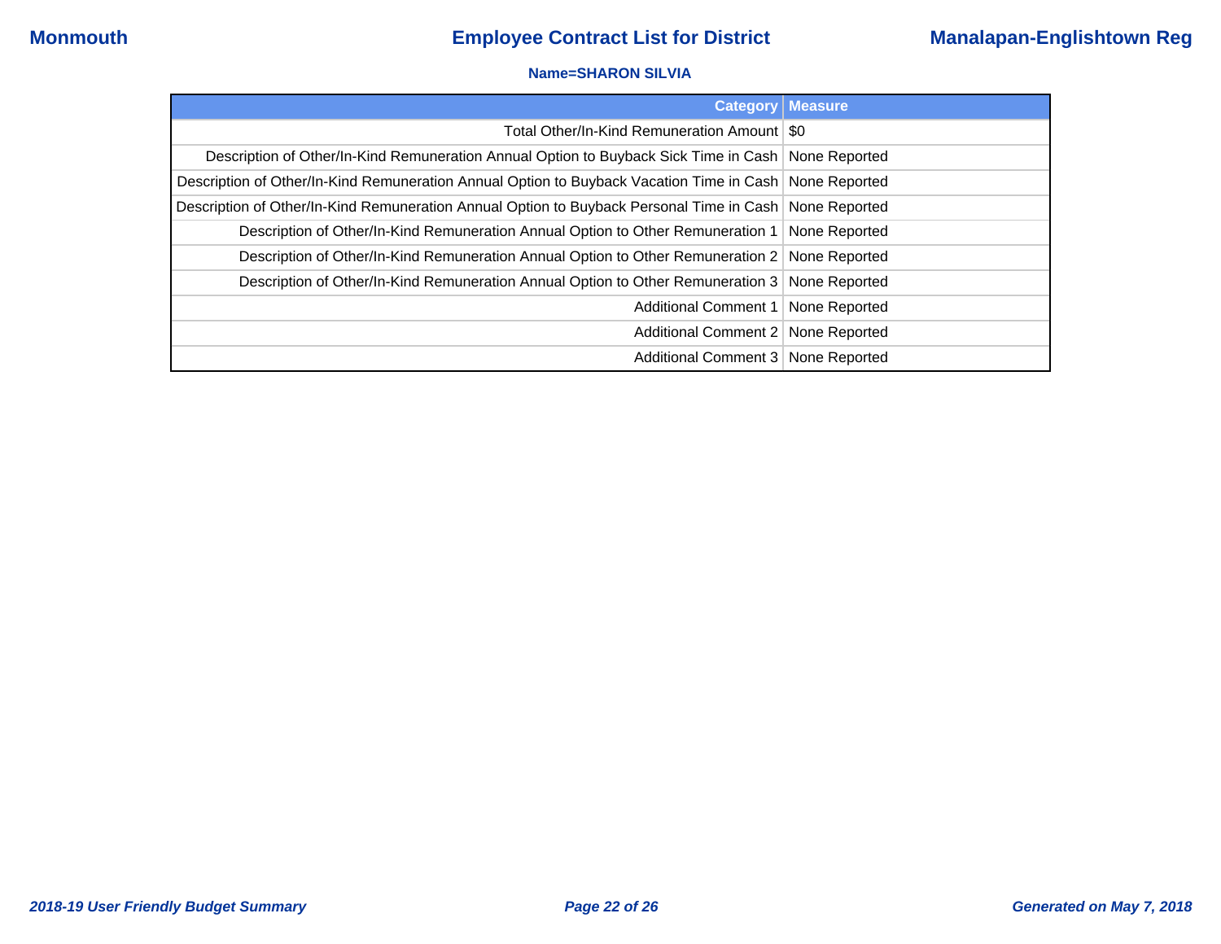**Name=SHARON SILVIA**

| Category | Measure |
|---|---|
| Total Other/In-Kind Remuneration Amount | $0 |
| Description of Other/In-Kind Remuneration Annual Option to Buyback Sick Time in Cash | None Reported |
| Description of Other/In-Kind Remuneration Annual Option to Buyback Vacation Time in Cash | None Reported |
| Description of Other/In-Kind Remuneration Annual Option to Buyback Personal Time in Cash | None Reported |
| Description of Other/In-Kind Remuneration Annual Option to Other Remuneration 1 | None Reported |
| Description of Other/In-Kind Remuneration Annual Option to Other Remuneration 2 | None Reported |
| Description of Other/In-Kind Remuneration Annual Option to Other Remuneration 3 | None Reported |
| Additional Comment 1 | None Reported |
| Additional Comment 2 | None Reported |
| Additional Comment 3 | None Reported |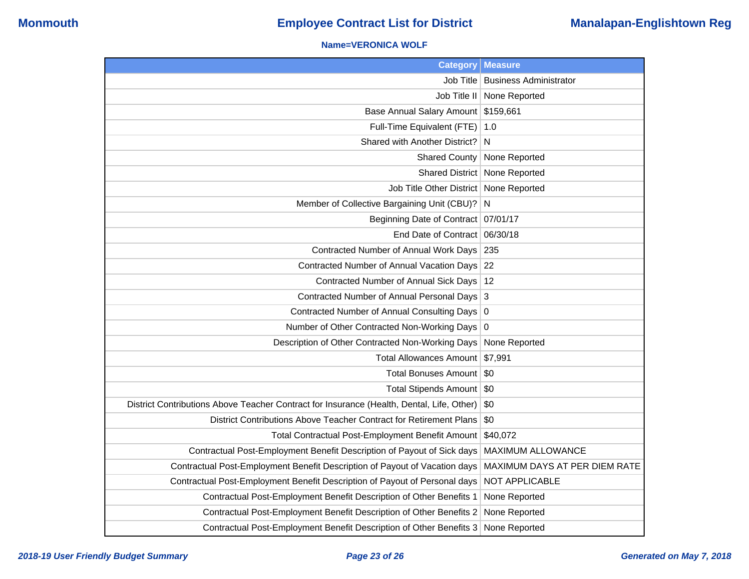## Employee Contract List for District

**Name=VERONICA WOLF**

| Category | Measure |
|---:|---|
| Job Title | Business Administrator |
| Job Title II | None Reported |
| Base Annual Salary Amount | $159,661 |
| Full-Time Equivalent (FTE) | 1.0 |
| Shared with Another District? | N |
| Shared County | None Reported |
| Shared District | None Reported |
| Job Title Other District | None Reported |
| Member of Collective Bargaining Unit (CBU)? | N |
| Beginning Date of Contract | 07/01/17 |
| End Date of Contract | 06/30/18 |
| Contracted Number of Annual Work Days | 235 |
| Contracted Number of Annual Vacation Days | 22 |
| Contracted Number of Annual Sick Days | 12 |
| Contracted Number of Annual Personal Days | 3 |
| Contracted Number of Annual Consulting Days | 0 |
| Number of Other Contracted Non-Working Days | 0 |
| Description of Other Contracted Non-Working Days | None Reported |
| Total Allowances Amount | $7,991 |
| Total Bonuses Amount | $0 |
| Total Stipends Amount | $0 |
| District Contributions Above Teacher Contract for Insurance (Health, Dental, Life, Other) | $0 |
| District Contributions Above Teacher Contract for Retirement Plans | $0 |
| Total Contractual Post-Employment Benefit Amount | $40,072 |
| Contractual Post-Employment Benefit Description of Payout of Sick days | MAXIMUM ALLOWANCE |
| Contractual Post-Employment Benefit Description of Payout of Vacation days | MAXIMUM DAYS AT PER DIEM RATE |
| Contractual Post-Employment Benefit Description of Payout of Personal days | NOT APPLICABLE |
| Contractual Post-Employment Benefit Description of Other Benefits 1 | None Reported |
| Contractual Post-Employment Benefit Description of Other Benefits 2 | None Reported |
| Contractual Post-Employment Benefit Description of Other Benefits 3 | None Reported |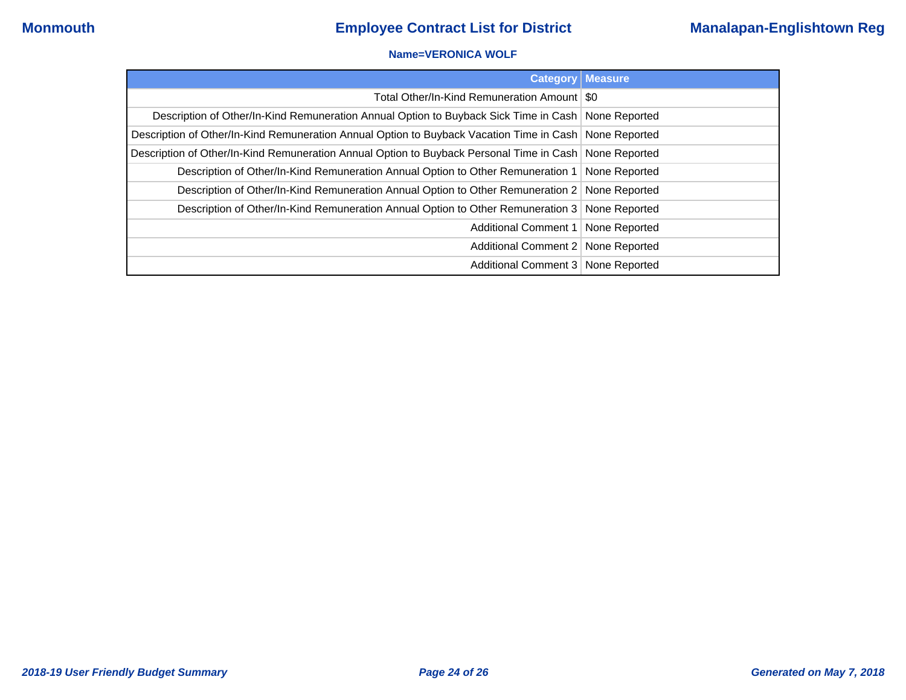**Name=VERONICA WOLF**

| Category | Measure |
|---:|---|
| Total Other/In-Kind Remuneration Amount | $0 |
| Description of Other/In-Kind Remuneration Annual Option to Buyback Sick Time in Cash | None Reported |
| Description of Other/In-Kind Remuneration Annual Option to Buyback Vacation Time in Cash | None Reported |
| Description of Other/In-Kind Remuneration Annual Option to Buyback Personal Time in Cash | None Reported |
| Description of Other/In-Kind Remuneration Annual Option to Other Remuneration 1 | None Reported |
| Description of Other/In-Kind Remuneration Annual Option to Other Remuneration 2 | None Reported |
| Description of Other/In-Kind Remuneration Annual Option to Other Remuneration 3 | None Reported |
| Additional Comment 1 | None Reported |
| Additional Comment 2 | None Reported |
| Additional Comment 3 | None Reported |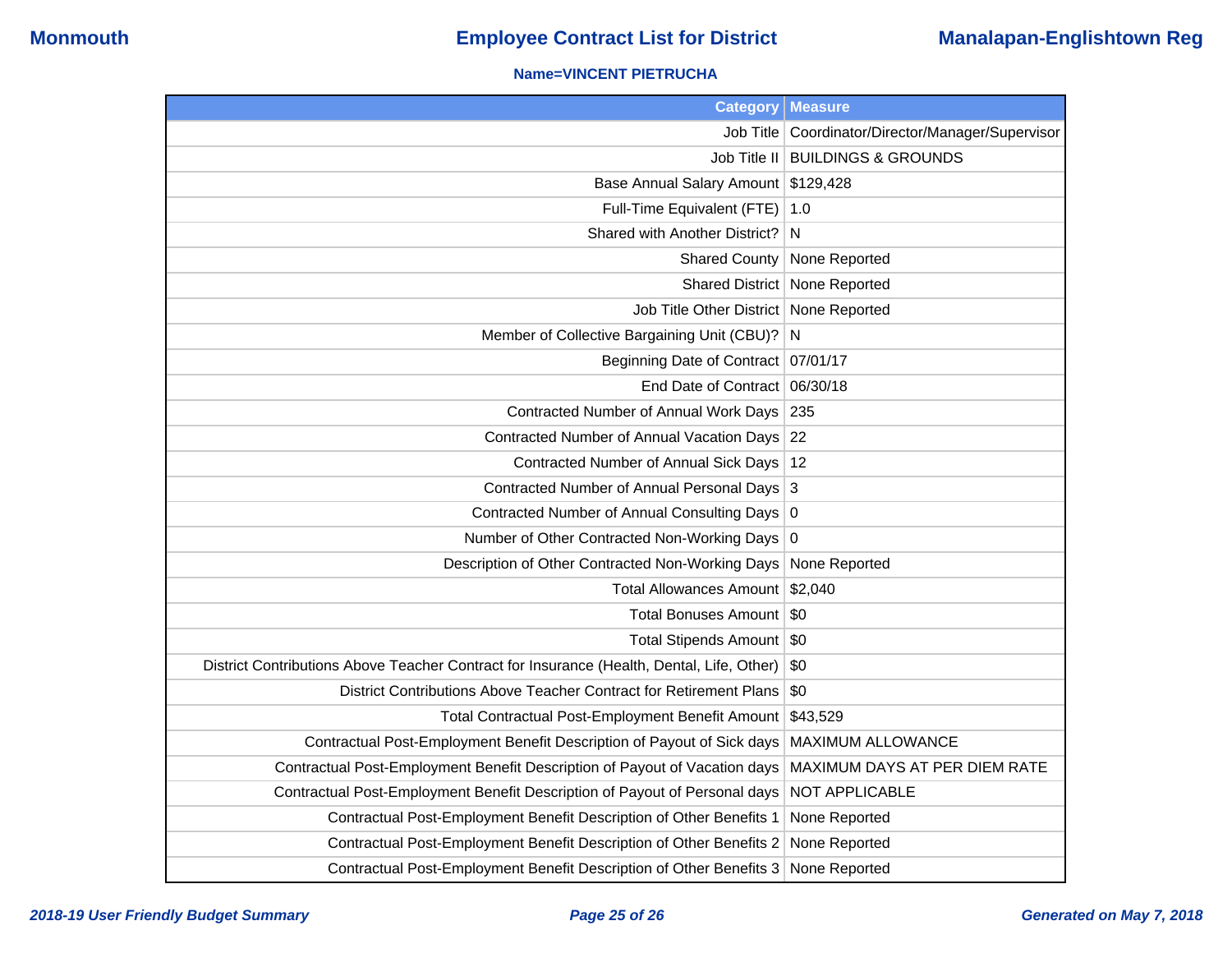**Name=VINCENT PIETRUCHA**

| Category | Measure |
| --- | --- |
| Job Title | Coordinator/Director/Manager/Supervisor |
| Job Title II | BUILDINGS & GROUNDS |
| Base Annual Salary Amount | $129,428 |
| Full-Time Equivalent (FTE) | 1.0 |
| Shared with Another District? | N |
| Shared County | None Reported |
| Shared District | None Reported |
| Job Title Other District | None Reported |
| Member of Collective Bargaining Unit (CBU)? | N |
| Beginning Date of Contract | 07/01/17 |
| End Date of Contract | 06/30/18 |
| Contracted Number of Annual Work Days | 235 |
| Contracted Number of Annual Vacation Days | 22 |
| Contracted Number of Annual Sick Days | 12 |
| Contracted Number of Annual Personal Days | 3 |
| Contracted Number of Annual Consulting Days | 0 |
| Number of Other Contracted Non-Working Days | 0 |
| Description of Other Contracted Non-Working Days | None Reported |
| Total Allowances Amount | $2,040 |
| Total Bonuses Amount | $0 |
| Total Stipends Amount | $0 |
| District Contributions Above Teacher Contract for Insurance (Health, Dental, Life, Other) | $0 |
| District Contributions Above Teacher Contract for Retirement Plans | $0 |
| Total Contractual Post-Employment Benefit Amount | $43,529 |
| Contractual Post-Employment Benefit Description of Payout of Sick days | MAXIMUM ALLOWANCE |
| Contractual Post-Employment Benefit Description of Payout of Vacation days | MAXIMUM DAYS AT PER DIEM RATE |
| Contractual Post-Employment Benefit Description of Payout of Personal days | NOT APPLICABLE |
| Contractual Post-Employment Benefit Description of Other Benefits 1 | None Reported |
| Contractual Post-Employment Benefit Description of Other Benefits 2 | None Reported |
| Contractual Post-Employment Benefit Description of Other Benefits 3 | None Reported |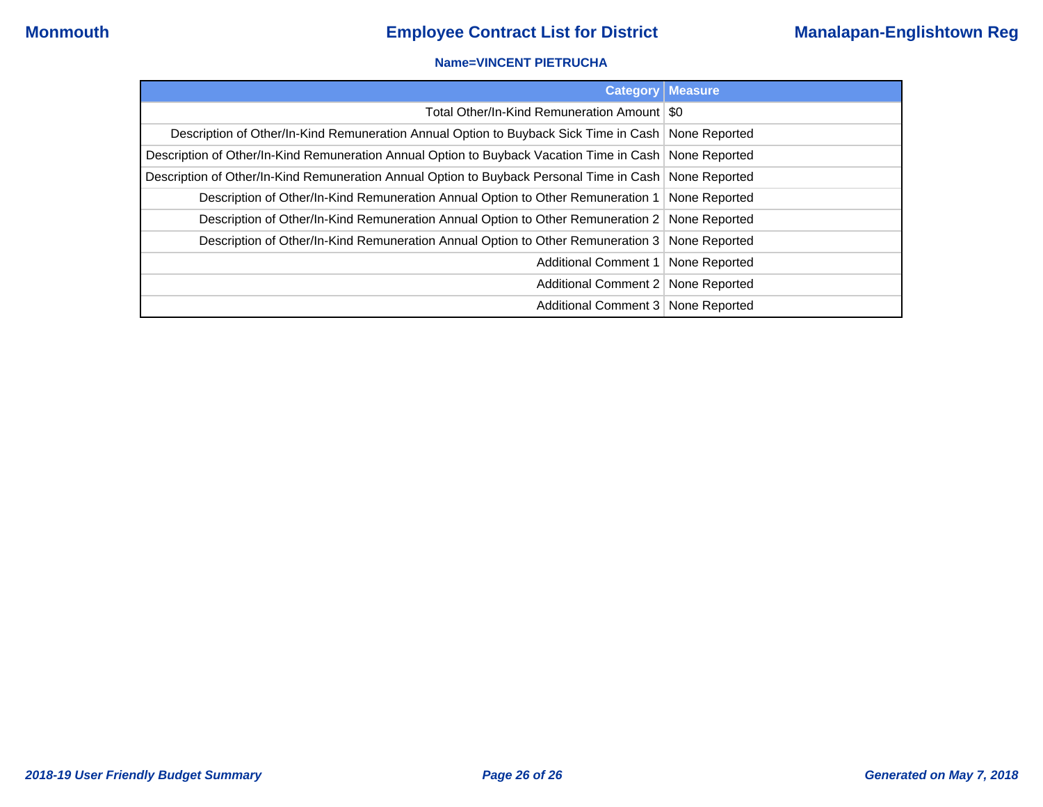**Name=VINCENT PIETRUCHA**

| Category | Measure |
|---|---|
| Total Other/In-Kind Remuneration Amount | $0 |
| Description of Other/In-Kind Remuneration Annual Option to Buyback Sick Time in Cash | None Reported |
| Description of Other/In-Kind Remuneration Annual Option to Buyback Vacation Time in Cash | None Reported |
| Description of Other/In-Kind Remuneration Annual Option to Buyback Personal Time in Cash | None Reported |
| Description of Other/In-Kind Remuneration Annual Option to Other Remuneration 1 | None Reported |
| Description of Other/In-Kind Remuneration Annual Option to Other Remuneration 2 | None Reported |
| Description of Other/In-Kind Remuneration Annual Option to Other Remuneration 3 | None Reported |
| Additional Comment 1 | None Reported |
| Additional Comment 2 | None Reported |
| Additional Comment 3 | None Reported |